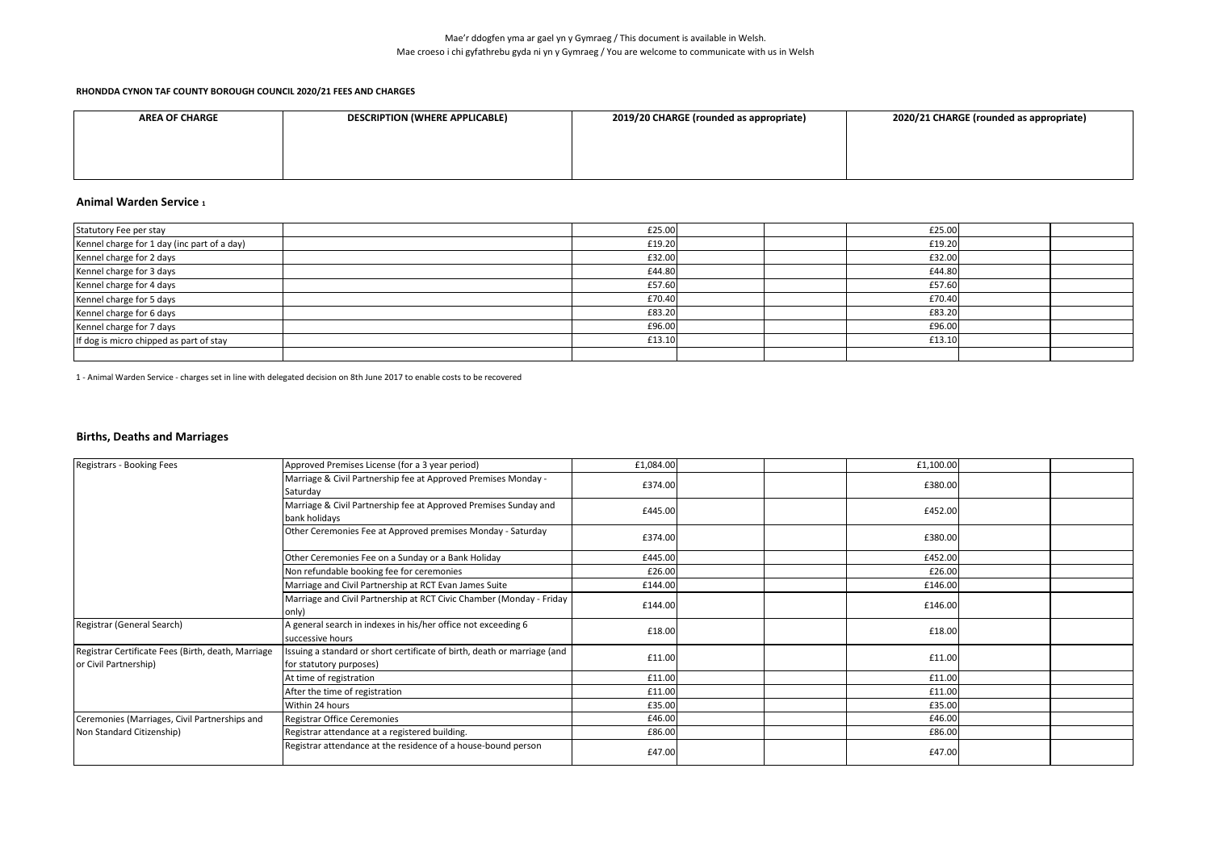Mae'r ddogfen yma ar gael yn y Gymraeg / This document is available in Welsh.
Mae croeso i chi gyfathrebu gyda ni yn y Gymraeg / You are welcome to communicate with us in Welsh

**RHONDDA CYNON TAF COUNTY BOROUGH COUNCIL 2020/21 FEES AND CHARGES**

| AREA OF CHARGE | DESCRIPTION (WHERE APPLICABLE) | 2019/20 CHARGE (rounded as appropriate) | 2020/21 CHARGE (rounded as appropriate) |
|---|---|---|---|

### Animal Warden Service [1]

| AREA OF CHARGE | DESCRIPTION (WHERE APPLICABLE) | 2019/20 CHARGE | 2020/21 CHARGE |
|---|---|---|---|
| Statutory Fee per stay | | £25.00 | £25.00 |
| Kennel charge for 1 day (inc part of a day) | | £19.20 | £19.20 |
| Kennel charge for 2 days | | £32.00 | £32.00 |
| Kennel charge for 3 days | | £44.80 | £44.80 |
| Kennel charge for 4 days | | £57.60 | £57.60 |
| Kennel charge for 5 days | | £70.40 | £70.40 |
| Kennel charge for 6 days | | £83.20 | £83.20 |
| Kennel charge for 7 days | | £96.00 | £96.00 |
| If dog is micro chipped as part of stay | | £13.10 | £13.10 |

1 - Animal Warden Service - charges set in line with delegated decision on 8th June 2017 to enable costs to be recovered

### Births, Deaths and Marriages

| AREA OF CHARGE | DESCRIPTION (WHERE APPLICABLE) | 2019/20 CHARGE | 2020/21 CHARGE |
|---|---|---|---|
| Registrars - Booking Fees | Approved Premises License (for a 3 year period) | £1,084.00 | £1,100.00 |
| | Marriage & Civil Partnership fee at Approved Premises Monday - Saturday | £374.00 | £380.00 |
| | Marriage & Civil Partnership fee at Approved Premises Sunday and bank holidays | £445.00 | £452.00 |
| | Other Ceremonies Fee at Approved premises Monday - Saturday | £374.00 | £380.00 |
| | Other Ceremonies Fee on a Sunday or a Bank Holiday | £445.00 | £452.00 |
| | Non refundable booking fee for ceremonies | £26.00 | £26.00 |
| | Marriage and Civil Partnership at RCT Evan James Suite | £144.00 | £146.00 |
| | Marriage and Civil Partnership at RCT Civic Chamber (Monday - Friday only) | £144.00 | £146.00 |
| Registrar (General Search) | A general search in indexes in his/her office not exceeding 6 successive hours | £18.00 | £18.00 |
| Registrar Certificate Fees (Birth, death, Marriage or Civil Partnership) | Issuing a standard or short certificate of birth, death or marriage (and for statutory purposes) | £11.00 | £11.00 |
| | At time of registration | £11.00 | £11.00 |
| | After the time of registration | £11.00 | £11.00 |
| | Within 24 hours | £35.00 | £35.00 |
| Ceremonies (Marriages, Civil Partnerships and Non Standard Citizenship) | Registrar Office Ceremonies | £46.00 | £46.00 |
| | Registrar attendance at a registered building. | £86.00 | £86.00 |
| | Registrar attendance at the residence of a house-bound person | £47.00 | £47.00 |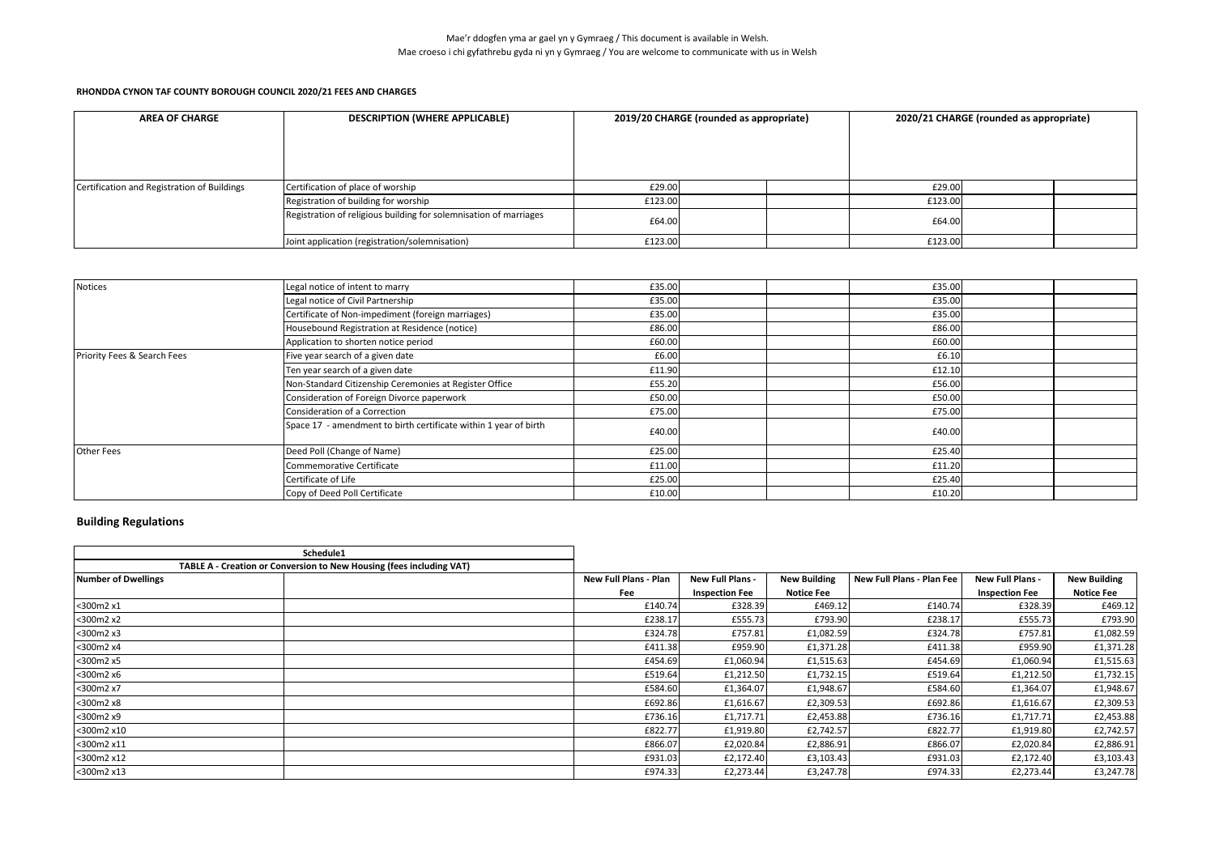Mae'r ddogfen yma ar gael yn y Gymraeg / This document is available in Welsh.
Mae croeso i chi gyfathrebu gyda ni yn y Gymraeg / You are welcome to communicate with us in Welsh

**RHONDDA CYNON TAF COUNTY BOROUGH COUNCIL 2020/21 FEES AND CHARGES**

| AREA OF CHARGE | DESCRIPTION (WHERE APPLICABLE) | 2019/20 CHARGE (rounded as appropriate) | | | 2020/21 CHARGE (rounded as appropriate) | | |
|---|---|---|---|---|---|---|---|
| Certification and Registration of Buildings | Certification of place of worship | £29.00 | | | £29.00 | | |
| | Registration of building for worship | £123.00 | | | £123.00 | | |
| | Registration of religious building for solemnisation of marriages | £64.00 | | | £64.00 | | |
| | Joint application (registration/solemnisation) | £123.00 | | | £123.00 | | |

| | | | | | | | |
|---|---|---|---|---|---|---|---|
| Notices | Legal notice of intent to marry | £35.00 | | | £35.00 | | |
| | Legal notice of Civil Partnership | £35.00 | | | £35.00 | | |
| | Certificate of Non-impediment (foreign marriages) | £35.00 | | | £35.00 | | |
| | Housebound Registration at Residence (notice) | £86.00 | | | £86.00 | | |
| | Application to shorten notice period | £60.00 | | | £60.00 | | |
| Priority Fees & Search Fees | Five year search of a given date | £6.00 | | | £6.10 | | |
| | Ten year search of a given date | £11.90 | | | £12.10 | | |
| | Non-Standard Citizenship Ceremonies at Register Office | £55.20 | | | £56.00 | | |
| | Consideration of Foreign Divorce paperwork | £50.00 | | | £50.00 | | |
| | Consideration of a Correction | £75.00 | | | £75.00 | | |
| | Space 17 - amendment to birth certificate within 1 year of birth | £40.00 | | | £40.00 | | |
| Other Fees | Deed Poll (Change of Name) | £25.00 | | | £25.40 | | |
| | Commemorative Certificate | £11.00 | | | £11.20 | | |
| | Certificate of Life | £25.00 | | | £25.40 | | |
| | Copy of Deed Poll Certificate | £10.00 | | | £10.20 | | |

## Building Regulations

| Schedule1 | | | | | | | |
|---|---|---|---|---|---|---|---|
| TABLE A - Creation or Conversion to New Housing (fees including VAT) | | | | | | | |
| Number of Dwellings | | New Full Plans - Plan Fee | New Full Plans - Inspection Fee | New Building Notice Fee | New Full Plans - Plan Fee | New Full Plans - Inspection Fee | New Building Notice Fee |
| <300m2 x1 | | £140.74 | £328.39 | £469.12 | £140.74 | £328.39 | £469.12 |
| <300m2 x2 | | £238.17 | £555.73 | £793.90 | £238.17 | £555.73 | £793.90 |
| <300m2 x3 | | £324.78 | £757.81 | £1,082.59 | £324.78 | £757.81 | £1,082.59 |
| <300m2 x4 | | £411.38 | £959.90 | £1,371.28 | £411.38 | £959.90 | £1,371.28 |
| <300m2 x5 | | £454.69 | £1,060.94 | £1,515.63 | £454.69 | £1,060.94 | £1,515.63 |
| <300m2 x6 | | £519.64 | £1,212.50 | £1,732.15 | £519.64 | £1,212.50 | £1,732.15 |
| <300m2 x7 | | £584.60 | £1,364.07 | £1,948.67 | £584.60 | £1,364.07 | £1,948.67 |
| <300m2 x8 | | £692.86 | £1,616.67 | £2,309.53 | £692.86 | £1,616.67 | £2,309.53 |
| <300m2 x9 | | £736.16 | £1,717.71 | £2,453.88 | £736.16 | £1,717.71 | £2,453.88 |
| <300m2 x10 | | £822.77 | £1,919.80 | £2,742.57 | £822.77 | £1,919.80 | £2,742.57 |
| <300m2 x11 | | £866.07 | £2,020.84 | £2,886.91 | £866.07 | £2,020.84 | £2,886.91 |
| <300m2 x12 | | £931.03 | £2,172.40 | £3,103.43 | £931.03 | £2,172.40 | £3,103.43 |
| <300m2 x13 | | £974.33 | £2,273.44 | £3,247.78 | £974.33 | £2,273.44 | £3,247.78 |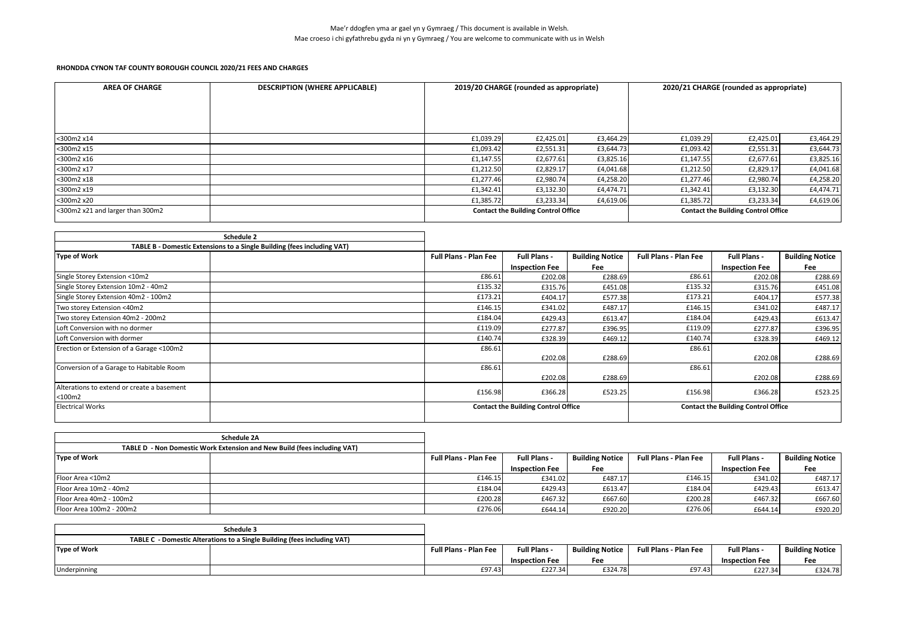Mae'r ddogfen yma ar gael yn y Gymraeg / This document is available in Welsh.
Mae croeso i chi gyfathrebu gyda ni yn y Gymraeg / You are welcome to communicate with us in Welsh

**RHONDDA CYNON TAF COUNTY BOROUGH COUNCIL 2020/21 FEES AND CHARGES**

| AREA OF CHARGE | DESCRIPTION (WHERE APPLICABLE) | 2019/20 CHARGE (rounded as appropriate) | | | 2020/21 CHARGE (rounded as appropriate) | | |
|---|---|---|---|---|---|---|---|
| <300m2 x14 | | £1,039.29 | £2,425.01 | £3,464.29 | £1,039.29 | £2,425.01 | £3,464.29 |
| <300m2 x15 | | £1,093.42 | £2,551.31 | £3,644.73 | £1,093.42 | £2,551.31 | £3,644.73 |
| <300m2 x16 | | £1,147.55 | £2,677.61 | £3,825.16 | £1,147.55 | £2,677.61 | £3,825.16 |
| <300m2 x17 | | £1,212.50 | £2,829.17 | £4,041.68 | £1,212.50 | £2,829.17 | £4,041.68 |
| <300m2 x18 | | £1,277.46 | £2,980.74 | £4,258.20 | £1,277.46 | £2,980.74 | £4,258.20 |
| <300m2 x19 | | £1,342.41 | £3,132.30 | £4,474.71 | £1,342.41 | £3,132.30 | £4,474.71 |
| <300m2 x20 | | £1,385.72 | £3,233.34 | £4,619.06 | £1,385.72 | £3,233.34 | £4,619.06 |
| <300m2 x21 and larger than 300m2 | | Contact the Building Control Office | | | Contact the Building Control Office | | |

| Schedule 2 | | | | | | | |
|---|---|---|---|---|---|---|---|
| TABLE B - Domestic Extensions to a Single Building (fees including VAT) | | | | | | | |
| Type of Work | | Full Plans - Plan Fee | Full Plans - Inspection Fee | Building Notice Fee | Full Plans - Plan Fee | Full Plans - Inspection Fee | Building Notice Fee |
| Single Storey Extension <10m2 | | £86.61 | £202.08 | £288.69 | £86.61 | £202.08 | £288.69 |
| Single Storey Extension 10m2 - 40m2 | | £135.32 | £315.76 | £451.08 | £135.32 | £315.76 | £451.08 |
| Single Storey Extension 40m2 - 100m2 | | £173.21 | £404.17 | £577.38 | £173.21 | £404.17 | £577.38 |
| Two storey Extension <40m2 | | £146.15 | £341.02 | £487.17 | £146.15 | £341.02 | £487.17 |
| Two storey Extension 40m2 - 200m2 | | £184.04 | £429.43 | £613.47 | £184.04 | £429.43 | £613.47 |
| Loft Conversion with no dormer | | £119.09 | £277.87 | £396.95 | £119.09 | £277.87 | £396.95 |
| Loft Conversion with dormer | | £140.74 | £328.39 | £469.12 | £140.74 | £328.39 | £469.12 |
| Erection or Extension of a Garage <100m2 | | £86.61 | £202.08 | £288.69 | £86.61 | £202.08 | £288.69 |
| Conversion of a Garage to Habitable Room | | £86.61 | £202.08 | £288.69 | £86.61 | £202.08 | £288.69 |
| Alterations to extend or create a basement <100m2 | | £156.98 | £366.28 | £523.25 | £156.98 | £366.28 | £523.25 |
| Electrical Works | | Contact the Building Control Office | | | Contact the Building Control Office | | |

| Schedule 2A | | | | | | | |
|---|---|---|---|---|---|---|---|
| TABLE D - Non Domestic Work Extension and New Build (fees including VAT) | | | | | | | |
| Type of Work | | Full Plans - Plan Fee | Full Plans - Inspection Fee | Building Notice Fee | Full Plans - Plan Fee | Full Plans - Inspection Fee | Building Notice Fee |
| Floor Area <10m2 | | £146.15 | £341.02 | £487.17 | £146.15 | £341.02 | £487.17 |
| Floor Area 10m2 - 40m2 | | £184.04 | £429.43 | £613.47 | £184.04 | £429.43 | £613.47 |
| Floor Area 40m2 - 100m2 | | £200.28 | £467.32 | £667.60 | £200.28 | £467.32 | £667.60 |
| Floor Area 100m2 - 200m2 | | £276.06 | £644.14 | £920.20 | £276.06 | £644.14 | £920.20 |

| Schedule 3 | | | | | | | |
|---|---|---|---|---|---|---|---|
| TABLE C - Domestic Alterations to a Single Building (fees including VAT) | | | | | | | |
| Type of Work | | Full Plans - Plan Fee | Full Plans - Inspection Fee | Building Notice Fee | Full Plans - Plan Fee | Full Plans - Inspection Fee | Building Notice Fee |
| Underpinning | | £97.43 | £227.34 | £324.78 | £97.43 | £227.34 | £324.78 |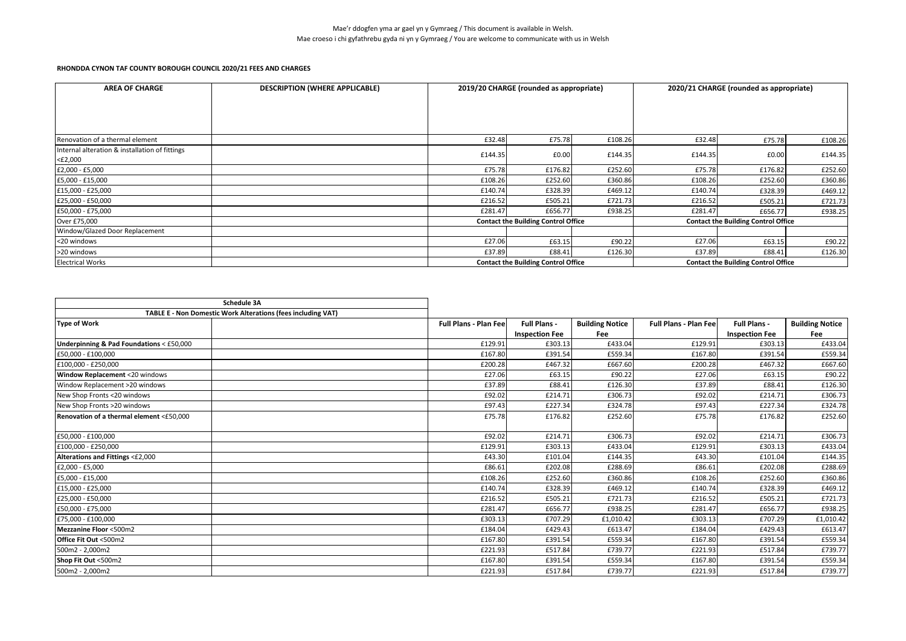Mae'r ddogfen yma ar gael yn y Gymraeg / This document is available in Welsh.
Mae croeso i chi gyfathrebu gyda ni yn y Gymraeg / You are welcome to communicate with us in Welsh

**RHONDDA CYNON TAF COUNTY BOROUGH COUNCIL 2020/21 FEES AND CHARGES**

| AREA OF CHARGE | DESCRIPTION (WHERE APPLICABLE) | 2019/20 CHARGE (rounded as appropriate) | | | 2020/21 CHARGE (rounded as appropriate) | | |
|---|---|---|---|---|---|---|---|
| Renovation of a thermal element | | £32.48 | £75.78 | £108.26 | £32.48 | £75.78 | £108.26 |
| Internal alteration & installation of fittings <£2,000 | | £144.35 | £0.00 | £144.35 | £144.35 | £0.00 | £144.35 |
| £2,000 - £5,000 | | £75.78 | £176.82 | £252.60 | £75.78 | £176.82 | £252.60 |
| £5,000 - £15,000 | | £108.26 | £252.60 | £360.86 | £108.26 | £252.60 | £360.86 |
| £15,000 - £25,000 | | £140.74 | £328.39 | £469.12 | £140.74 | £328.39 | £469.12 |
| £25,000 - £50,000 | | £216.52 | £505.21 | £721.73 | £216.52 | £505.21 | £721.73 |
| £50,000 - £75,000 | | £281.47 | £656.77 | £938.25 | £281.47 | £656.77 | £938.25 |
| Over £75,000 | | Contact the Building Control Office | | | Contact the Building Control Office | | |
| Window/Glazed Door Replacement | | | | | | | |
| <20 windows | | £27.06 | £63.15 | £90.22 | £27.06 | £63.15 | £90.22 |
| >20 windows | | £37.89 | £88.41 | £126.30 | £37.89 | £88.41 | £126.30 |
| Electrical Works | | Contact the Building Control Office | | | Contact the Building Control Office | | |

| Schedule 3A | | | | | | | |
|---|---|---|---|---|---|---|---|
| TABLE E - Non Domestic Work Alterations (fees including VAT) | | | | | | | |
| **Type of Work** | | **Full Plans - Plan Fee** | **Full Plans - Inspection Fee** | **Building Notice Fee** | **Full Plans - Plan Fee** | **Full Plans - Inspection Fee** | **Building Notice Fee** |
| **Underpinning & Pad Foundations** < £50,000 | | £129.91 | £303.13 | £433.04 | £129.91 | £303.13 | £433.04 |
| £50,000 - £100,000 | | £167.80 | £391.54 | £559.34 | £167.80 | £391.54 | £559.34 |
| £100,000 - £250,000 | | £200.28 | £467.32 | £667.60 | £200.28 | £467.32 | £667.60 |
| **Window Replacement** <20 windows | | £27.06 | £63.15 | £90.22 | £27.06 | £63.15 | £90.22 |
| Window Replacement >20 windows | | £37.89 | £88.41 | £126.30 | £37.89 | £88.41 | £126.30 |
| New Shop Fronts <20 windows | | £92.02 | £214.71 | £306.73 | £92.02 | £214.71 | £306.73 |
| New Shop Fronts >20 windows | | £97.43 | £227.34 | £324.78 | £97.43 | £227.34 | £324.78 |
| **Renovation of a thermal element** <£50,000 | | £75.78 | £176.82 | £252.60 | £75.78 | £176.82 | £252.60 |
| £50,000 - £100,000 | | £92.02 | £214.71 | £306.73 | £92.02 | £214.71 | £306.73 |
| £100,000 - £250,000 | | £129.91 | £303.13 | £433.04 | £129.91 | £303.13 | £433.04 |
| **Alterations and Fittings** <£2,000 | | £43.30 | £101.04 | £144.35 | £43.30 | £101.04 | £144.35 |
| £2,000 - £5,000 | | £86.61 | £202.08 | £288.69 | £86.61 | £202.08 | £288.69 |
| £5,000 - £15,000 | | £108.26 | £252.60 | £360.86 | £108.26 | £252.60 | £360.86 |
| £15,000 - £25,000 | | £140.74 | £328.39 | £469.12 | £140.74 | £328.39 | £469.12 |
| £25,000 - £50,000 | | £216.52 | £505.21 | £721.73 | £216.52 | £505.21 | £721.73 |
| £50,000 - £75,000 | | £281.47 | £656.77 | £938.25 | £281.47 | £656.77 | £938.25 |
| £75,000 - £100,000 | | £303.13 | £707.29 | £1,010.42 | £303.13 | £707.29 | £1,010.42 |
| **Mezzanine Floor** <500m2 | | £184.04 | £429.43 | £613.47 | £184.04 | £429.43 | £613.47 |
| **Office Fit Out** <500m2 | | £167.80 | £391.54 | £559.34 | £167.80 | £391.54 | £559.34 |
| 500m2 - 2,000m2 | | £221.93 | £517.84 | £739.77 | £221.93 | £517.84 | £739.77 |
| **Shop Fit Out** <500m2 | | £167.80 | £391.54 | £559.34 | £167.80 | £391.54 | £559.34 |
| 500m2 - 2,000m2 | | £221.93 | £517.84 | £739.77 | £221.93 | £517.84 | £739.77 |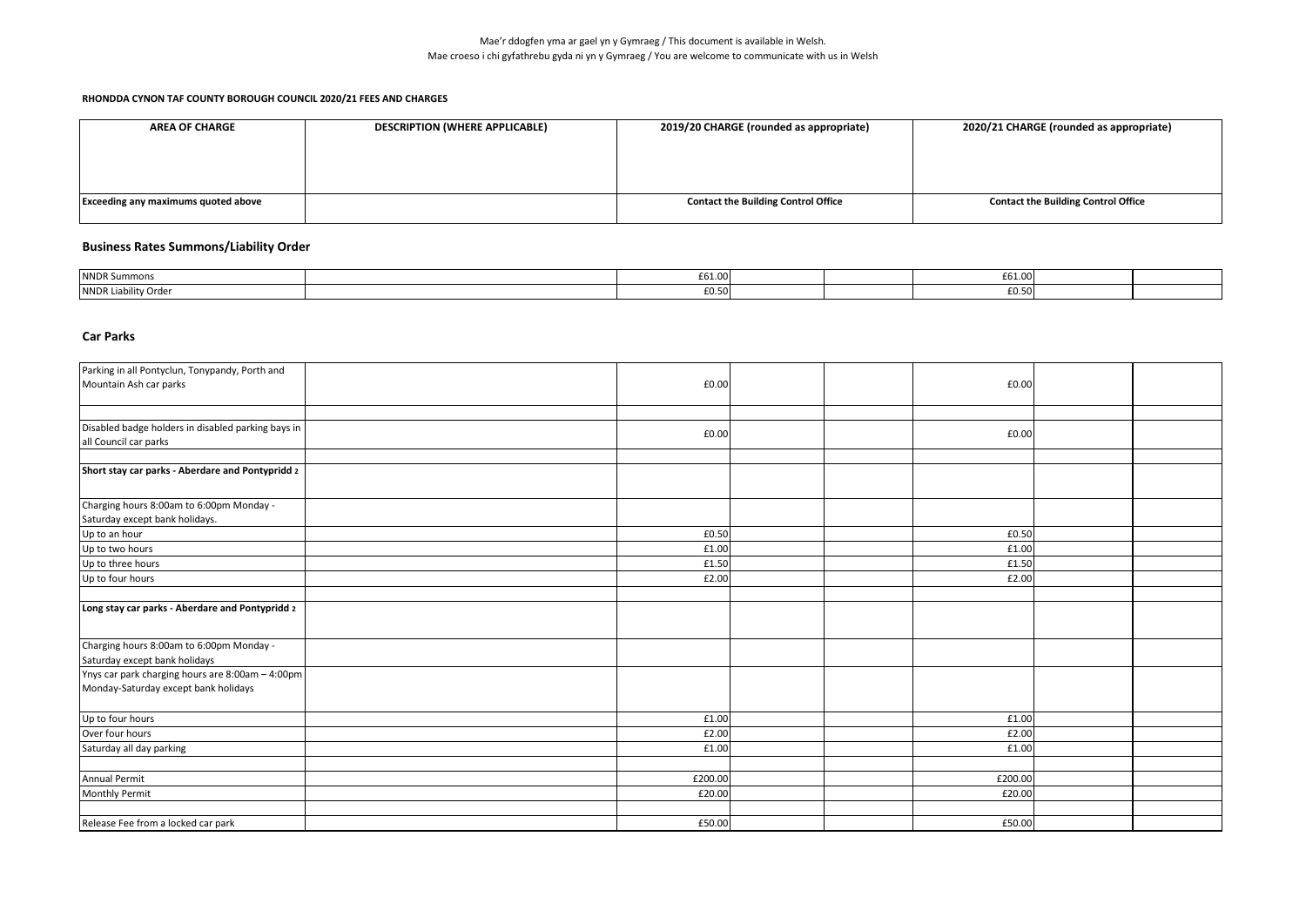Mae'r ddogfen yma ar gael yn y Gymraeg / This document is available in Welsh.
Mae croeso i chi gyfathrebu gyda ni yn y Gymraeg / You are welcome to communicate with us in Welsh

**RHONDDA CYNON TAF COUNTY BOROUGH COUNCIL 2020/21 FEES AND CHARGES**

| AREA OF CHARGE | DESCRIPTION (WHERE APPLICABLE) | 2019/20 CHARGE (rounded as appropriate) | 2020/21 CHARGE (rounded as appropriate) |
|---|---|---|---|
| **Exceeding any maximums quoted above** | | **Contact the Building Control Office** | **Contact the Building Control Office** |

## Business Rates Summons/Liability Order

| | | | | | | |
|---|---|---|---|---|---|---|
| NNDR Summons | | £61.00 | | | £61.00 | |
| NNDR Liability Order | | £0.50 | | | £0.50 | |

## Car Parks

| | | | | | | |
|---|---|---|---|---|---|---|
| Parking in all Pontyclun, Tonypandy, Porth and Mountain Ash car parks | | £0.00 | | | £0.00 | |
| | | | | | | |
| Disabled badge holders in disabled parking bays in all Council car parks | | £0.00 | | | £0.00 | |
| | | | | | | |
| **Short stay car parks - Aberdare and Pontypridd 2** | | | | | | |
| Charging hours 8:00am to 6:00pm Monday - Saturday except bank holidays. | | | | | | |
| Up to an hour | | £0.50 | | | £0.50 | |
| Up to two hours | | £1.00 | | | £1.00 | |
| Up to three hours | | £1.50 | | | £1.50 | |
| Up to four hours | | £2.00 | | | £2.00 | |
| | | | | | | |
| **Long stay car parks - Aberdare and Pontypridd 2** | | | | | | |
| Charging hours 8:00am to 6:00pm Monday - Saturday except bank holidays | | | | | | |
| Ynys car park charging hours are 8:00am – 4:00pm Monday-Saturday except bank holidays | | | | | | |
| Up to four hours | | £1.00 | | | £1.00 | |
| Over four hours | | £2.00 | | | £2.00 | |
| Saturday all day parking | | £1.00 | | | £1.00 | |
| | | | | | | |
| Annual Permit | | £200.00 | | | £200.00 | |
| Monthly Permit | | £20.00 | | | £20.00 | |
| | | | | | | |
| Release Fee from a locked car park | | £50.00 | | | £50.00 | |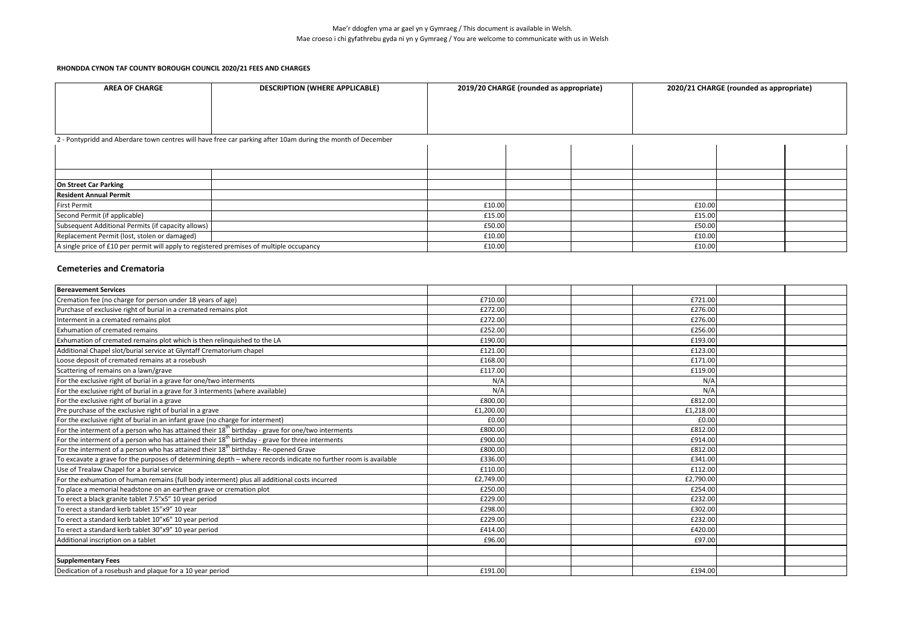Mae'r ddogfen yma ar gael yn y Gymraeg / This document is available in Welsh.
Mae croeso i chi gyfathrebu gyda ni yn y Gymraeg / You are welcome to communicate with us in Welsh

**RHONDDA CYNON TAF COUNTY BOROUGH COUNCIL 2020/21 FEES AND CHARGES**

| AREA OF CHARGE | DESCRIPTION (WHERE APPLICABLE) | 2019/20 CHARGE (rounded as appropriate) | | | 2020/21 CHARGE (rounded as appropriate) | | |
|---|---|---|---|---|---|---|---|
| 2 - Pontypridd and Aberdare town centres will have free car parking after 10am during the month of December | | | | | | | |
| | | | | | | | |
| | | | | | | | |
| **On Street Car Parking** | | | | | | | |
| **Resident Annual Permit** | | | | | | | |
| First Permit | | £10.00 | | | £10.00 | | |
| Second Permit (if applicable) | | £15.00 | | | £15.00 | | |
| Subsequent Additional Permits (if capacity allows) | | £50.00 | | | £50.00 | | |
| Replacement Permit (lost, stolen or damaged) | | £10.00 | | | £10.00 | | |
| A single price of £10 per permit will apply to registered premises of multiple occupancy | | £10.00 | | | £10.00 | | |

## Cemeteries and Crematoria

| **Bereavement Services** | | | | | |
|---|---|---|---|---|---|
| Cremation fee (no charge for person under 18 years of age) | £710.00 | | | £721.00 | |
| Purchase of exclusive right of burial in a cremated remains plot | £272.00 | | | £276.00 | |
| Interment in a cremated remains plot | £272.00 | | | £276.00 | |
| Exhumation of cremated remains | £252.00 | | | £256.00 | |
| Exhumation of cremated remains plot which is then relinquished to the LA | £190.00 | | | £193.00 | |
| Additional Chapel slot/burial service at Glyntaff Crematorium chapel | £121.00 | | | £123.00 | |
| Loose deposit of cremated remains at a rosebush | £168.00 | | | £171.00 | |
| Scattering of remains on a lawn/grave | £117.00 | | | £119.00 | |
| For the exclusive right of burial in a grave for one/two interments | N/A | | | N/A | |
| For the exclusive right of burial in a grave for 3 interments (where available) | N/A | | | N/A | |
| For the exclusive right of burial in a grave | £800.00 | | | £812.00 | |
| Pre purchase of the exclusive right of burial in a grave | £1,200.00 | | | £1,218.00 | |
| For the exclusive right of burial in an infant grave (no charge for interment) | £0.00 | | | £0.00 | |
| For the interment of a person who has attained their 18th birthday - grave for one/two interments | £800.00 | | | £812.00 | |
| For the interment of a person who has attained their 18th birthday - grave for three interments | £900.00 | | | £914.00 | |
| For the interment of a person who has attained their 18th birthday - Re-opened Grave | £800.00 | | | £812.00 | |
| To excavate a grave for the purposes of determining depth – where records indicate no further room is available | £336.00 | | | £341.00 | |
| Use of Trealaw Chapel for a burial service | £110.00 | | | £112.00 | |
| For the exhumation of human remains (full body interment) plus all additional costs incurred | £2,749.00 | | | £2,790.00 | |
| To place a memorial headstone on an earthen grave or cremation plot | £250.00 | | | £254.00 | |
| To erect a black granite tablet 7.5"x5" 10 year period | £229.00 | | | £232.00 | |
| To erect a standard kerb tablet 15"x9" 10 year | £298.00 | | | £302.00 | |
| To erect a standard kerb tablet 10"x6" 10 year period | £229.00 | | | £232.00 | |
| To erect a standard kerb tablet 30"x9" 10 year period | £414.00 | | | £420.00 | |
| Additional inscription on a tablet | £96.00 | | | £97.00 | |
| | | | | | |
| **Supplementary Fees** | | | | | |
| Dedication of a rosebush and plaque for a 10 year period | £191.00 | | | £194.00 | |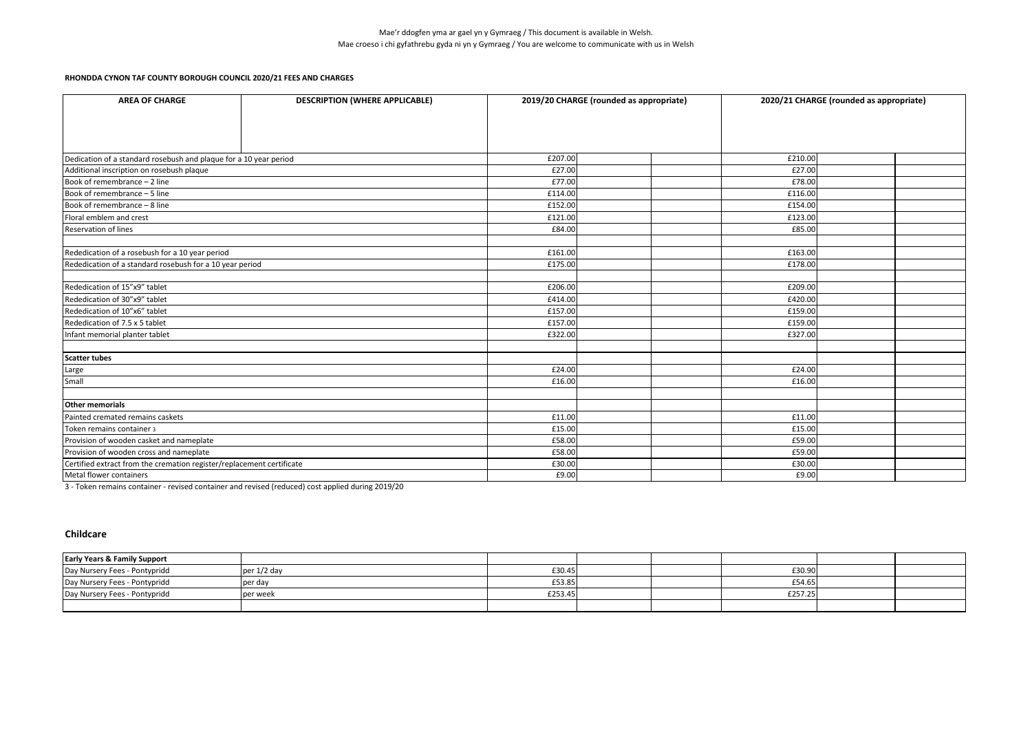Mae'r ddogfen yma ar gael yn y Gymraeg / This document is available in Welsh.
Mae croeso i chi gyfathrebu gyda ni yn y Gymraeg / You are welcome to communicate with us in Welsh

**RHONDDA CYNON TAF COUNTY BOROUGH COUNCIL 2020/21 FEES AND CHARGES**

| AREA OF CHARGE | DESCRIPTION (WHERE APPLICABLE) | 2019/20 CHARGE (rounded as appropriate) | | | 2020/21 CHARGE (rounded as appropriate) | | |
|---|---|---|---|---|---|---|---|
| Dedication of a standard rosebush and plaque for a 10 year period | | £207.00 | | | £210.00 | | |
| Additional inscription on rosebush plaque | | £27.00 | | | £27.00 | | |
| Book of remembrance – 2 line | | £77.00 | | | £78.00 | | |
| Book of remembrance – 5 line | | £114.00 | | | £116.00 | | |
| Book of remembrance – 8 line | | £152.00 | | | £154.00 | | |
| Floral emblem and crest | | £121.00 | | | £123.00 | | |
| Reservation of lines | | £84.00 | | | £85.00 | | |
| | | | | | | | |
| Rededication of a rosebush for a 10 year period | | £161.00 | | | £163.00 | | |
| Rededication of a standard rosebush for a 10 year period | | £175.00 | | | £178.00 | | |
| | | | | | | | |
| Rededication of 15"x9" tablet | | £206.00 | | | £209.00 | | |
| Rededication of 30"x9" tablet | | £414.00 | | | £420.00 | | |
| Rededication of 10"x6" tablet | | £157.00 | | | £159.00 | | |
| Rededication of 7.5 x 5 tablet | | £157.00 | | | £159.00 | | |
| Infant memorial planter tablet | | £322.00 | | | £327.00 | | |
| | | | | | | | |
| **Scatter tubes** | | | | | | | |
| Large | | £24.00 | | | £24.00 | | |
| Small | | £16.00 | | | £16.00 | | |
| | | | | | | | |
| **Other memorials** | | | | | | | |
| Painted cremated remains caskets | | £11.00 | | | £11.00 | | |
| Token remains container 3 | | £15.00 | | | £15.00 | | |
| Provision of wooden casket and nameplate | | £58.00 | | | £59.00 | | |
| Provision of wooden cross and nameplate | | £58.00 | | | £59.00 | | |
| Certified extract from the cremation register/replacement certificate | | £30.00 | | | £30.00 | | |
| Metal flower containers | | £9.00 | | | £9.00 | | |

3 - Token remains container - revised container and revised (reduced) cost applied during 2019/20

## Childcare

| **Early Years & Family Support** | | | | | | | |
|---|---|---|---|---|---|---|---|
| Day Nursery Fees - Pontypridd | per 1/2 day | £30.45 | | | £30.90 | | |
| Day Nursery Fees - Pontypridd | per day | £53.85 | | | £54.65 | | |
| Day Nursery Fees - Pontypridd | per week | £253.45 | | | £257.25 | | |
| | | | | | | | |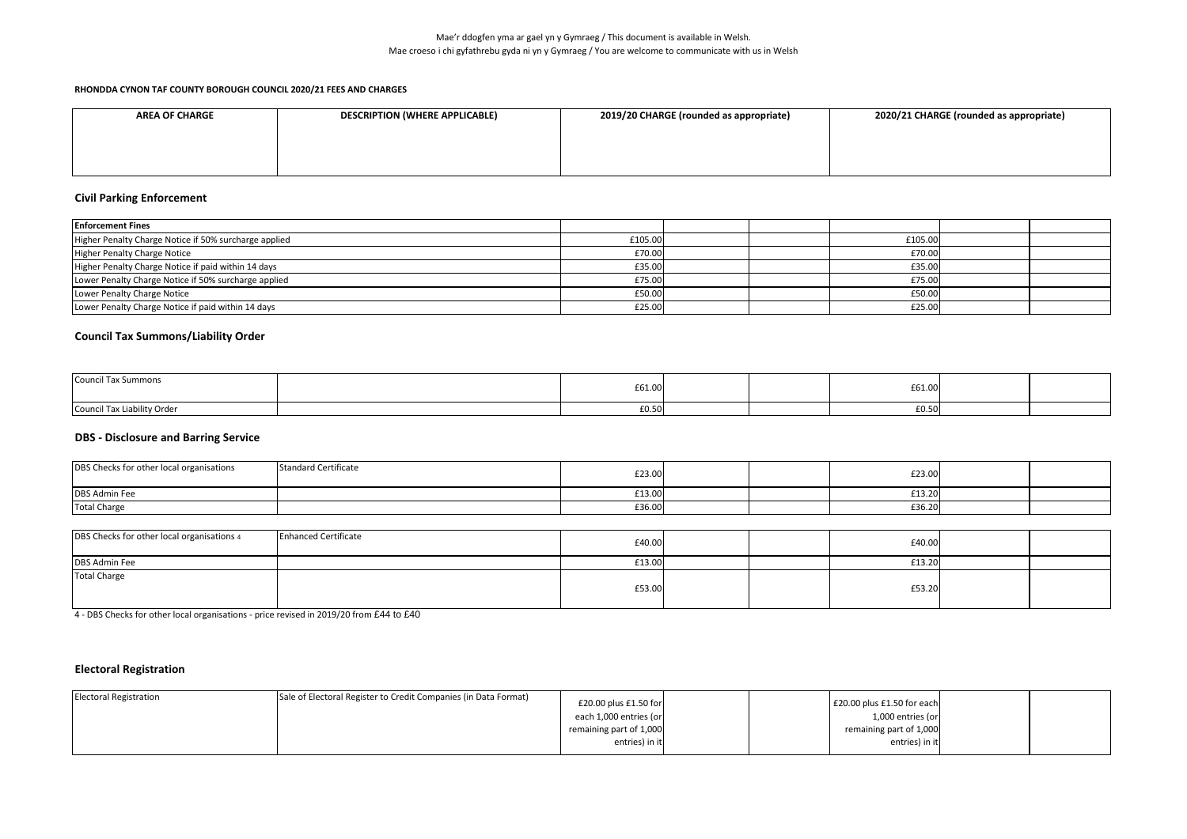Mae'r ddogfen yma ar gael yn y Gymraeg / This document is available in Welsh.
Mae croeso i chi gyfathrebu gyda ni yn y Gymraeg / You are welcome to communicate with us in Welsh

**RHONDDA CYNON TAF COUNTY BOROUGH COUNCIL 2020/21 FEES AND CHARGES**

| AREA OF CHARGE | DESCRIPTION (WHERE APPLICABLE) | 2019/20 CHARGE (rounded as appropriate) | | | 2020/21 CHARGE (rounded as appropriate) | | |
|---|---|---|---|---|---|---|---|

## Civil Parking Enforcement

| Enforcement Fines | | | | | | | |
|---|---|---|---|---|---|---|---|
| Higher Penalty Charge Notice if 50% surcharge applied | | £105.00 | | | £105.00 | | |
| Higher Penalty Charge Notice | | £70.00 | | | £70.00 | | |
| Higher Penalty Charge Notice if paid within 14 days | | £35.00 | | | £35.00 | | |
| Lower Penalty Charge Notice if 50% surcharge applied | | £75.00 | | | £75.00 | | |
| Lower Penalty Charge Notice | | £50.00 | | | £50.00 | | |
| Lower Penalty Charge Notice if paid within 14 days | | £25.00 | | | £25.00 | | |

## Council Tax Summons/Liability Order

| | | | | | | | |
|---|---|---|---|---|---|---|---|
| Council Tax Summons | | £61.00 | | | £61.00 | | |
| Council Tax Liability Order | | £0.50 | | | £0.50 | | |

## DBS - Disclosure and Barring Service

| | | | | | | | |
|---|---|---|---|---|---|---|---|
| DBS Checks for other local organisations | Standard Certificate | £23.00 | | | £23.00 | | |
| DBS Admin Fee | | £13.00 | | | £13.20 | | |
| Total Charge | | £36.00 | | | £36.20 | | |

| | | | | | | | |
|---|---|---|---|---|---|---|---|
| DBS Checks for other local organisations 4 | Enhanced Certificate | £40.00 | | | £40.00 | | |
| DBS Admin Fee | | £13.00 | | | £13.20 | | |
| Total Charge | | £53.00 | | | £53.20 | | |

4 - DBS Checks for other local organisations - price revised in 2019/20 from £44 to £40

## Electoral Registration

| | | | | | | | |
|---|---|---|---|---|---|---|---|
| Electoral Registration | Sale of Electoral Register to Credit Companies (in Data Format) | £20.00 plus £1.50 for each 1,000 entries (or remaining part of 1,000 entries) in it | | | £20.00 plus £1.50 for each 1,000 entries (or remaining part of 1,000 entries) in it | | |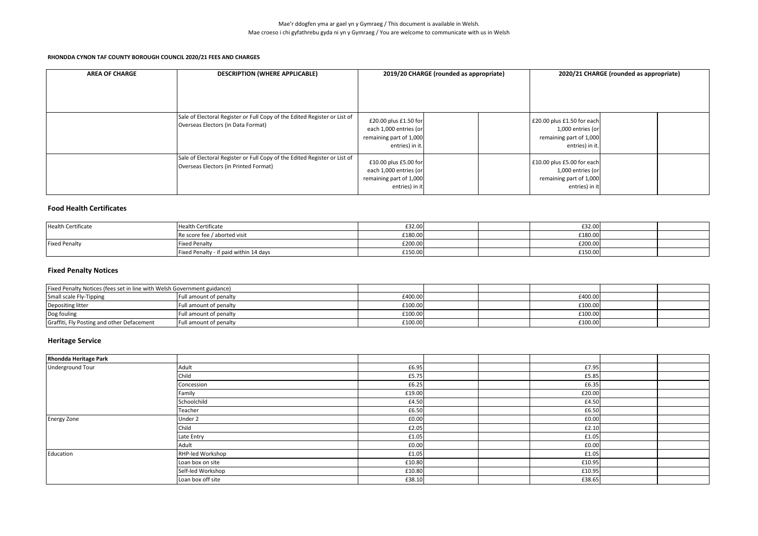Mae'r ddogfen yma ar gael yn y Gymraeg / This document is available in Welsh.
Mae croeso i chi gyfathrebu gyda ni yn y Gymraeg / You are welcome to communicate with us in Welsh

**RHONDDA CYNON TAF COUNTY BOROUGH COUNCIL 2020/21 FEES AND CHARGES**

| AREA OF CHARGE | DESCRIPTION (WHERE APPLICABLE) | 2019/20 CHARGE (rounded as appropriate) | | | 2020/21 CHARGE (rounded as appropriate) | | |
|---|---|---|---|---|---|---|---|
| | Sale of Electoral Register or Full Copy of the Edited Register or List of Overseas Electors (in Data Format) | £20.00 plus £1.50 for each 1,000 entries (or remaining part of 1,000 entries) in it. | | | £20.00 plus £1.50 for each 1,000 entries (or remaining part of 1,000 entries) in it. | | |
| | Sale of Electoral Register or Full Copy of the Edited Register or List of Overseas Electors (in Printed Format) | £10.00 plus £5.00 for each 1,000 entries (or remaining part of 1,000 entries) in it | | | £10.00 plus £5.00 for each 1,000 entries (or remaining part of 1,000 entries) in it | | |

## Food Health Certificates

| | | | | | | | |
|---|---|---|---|---|---|---|---|
| Health Certificate | Health Certificate | £32.00 | | | £32.00 | | |
| | Re score fee / aborted visit | £180.00 | | | £180.00 | | |
| Fixed Penalty | Fixed Penalty | £200.00 | | | £200.00 | | |
| | Fixed Penalty - if paid within 14 days | £150.00 | | | £150.00 | | |

## Fixed Penalty Notices

| | | | | | | | |
|---|---|---|---|---|---|---|---|
| Fixed Penalty Notices (fees set in line with Welsh Government guidance) | | | | | | | |
| Small scale Fly-Tipping | Full amount of penalty | £400.00 | | | £400.00 | | |
| Depositing litter | Full amount of penalty | £100.00 | | | £100.00 | | |
| Dog fouling | Full amount of penalty | £100.00 | | | £100.00 | | |
| Graffiti, Fly Posting and other Defacement | Full amount of penalty | £100.00 | | | £100.00 | | |

## Heritage Service

| | | | | | | | |
|---|---|---|---|---|---|---|---|
| **Rhondda Heritage Park** | | | | | | | |
| Underground Tour | Adult | £6.95 | | | £7.95 | | |
| | Child | £5.75 | | | £5.85 | | |
| | Concession | £6.25 | | | £6.35 | | |
| | Family | £19.00 | | | £20.00 | | |
| | Schoolchild | £4.50 | | | £4.50 | | |
| | Teacher | £6.50 | | | £6.50 | | |
| Energy Zone | Under 2 | £0.00 | | | £0.00 | | |
| | Child | £2.05 | | | £2.10 | | |
| | Late Entry | £1.05 | | | £1.05 | | |
| | Adult | £0.00 | | | £0.00 | | |
| Education | RHP-led Workshop | £1.05 | | | £1.05 | | |
| | Loan box on site | £10.80 | | | £10.95 | | |
| | Self-led Workshop | £10.80 | | | £10.95 | | |
| | Loan box off site | £38.10 | | | £38.65 | | |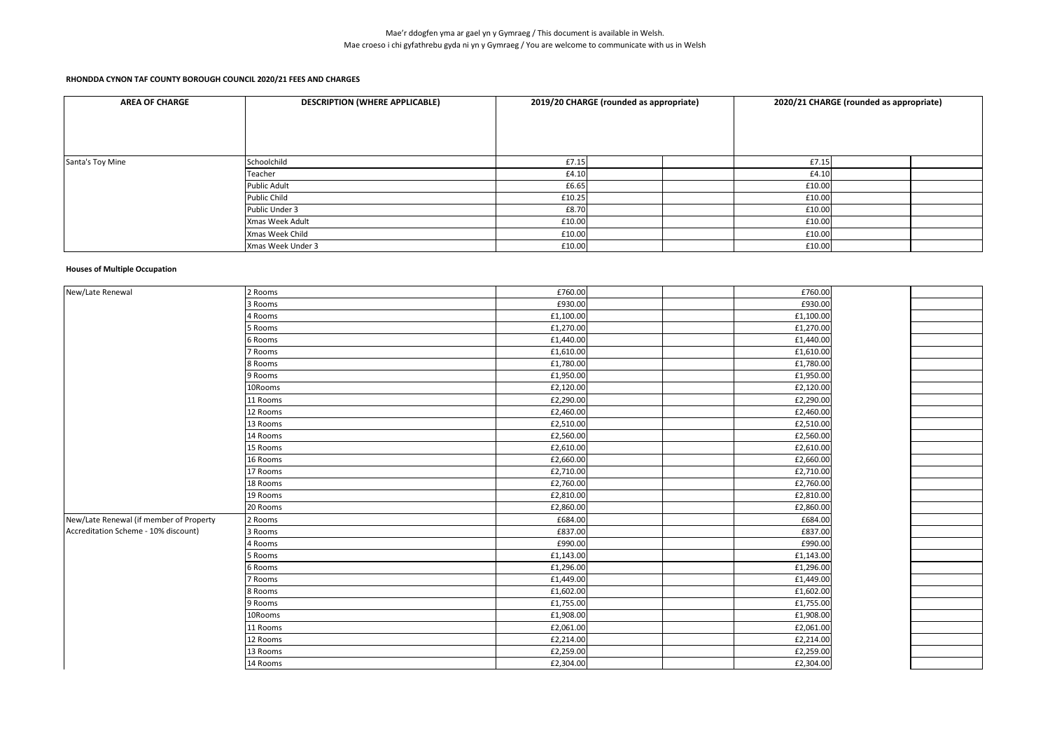Mae'r ddogfen yma ar gael yn y Gymraeg / This document is available in Welsh.
Mae croeso i chi gyfathrebu gyda ni yn y Gymraeg / You are welcome to communicate with us in Welsh

**RHONDDA CYNON TAF COUNTY BOROUGH COUNCIL 2020/21 FEES AND CHARGES**

| AREA OF CHARGE | DESCRIPTION (WHERE APPLICABLE) | 2019/20 CHARGE (rounded as appropriate) | | 2020/21 CHARGE (rounded as appropriate) | |
|---|---|---|---|---|---|
| Santa's Toy Mine | Schoolchild | £7.15 | | £7.15 | |
| | Teacher | £4.10 | | £4.10 | |
| | Public Adult | £6.65 | | £10.00 | |
| | Public Child | £10.25 | | £10.00 | |
| | Public Under 3 | £8.70 | | £10.00 | |
| | Xmas Week Adult | £10.00 | | £10.00 | |
| | Xmas Week Child | £10.00 | | £10.00 | |
| | Xmas Week Under 3 | £10.00 | | £10.00 | |

**Houses of Multiple Occupation**

| AREA OF CHARGE | DESCRIPTION (WHERE APPLICABLE) | 2019/20 CHARGE (rounded as appropriate) | | 2020/21 CHARGE (rounded as appropriate) | |
|---|---|---|---|---|---|
| New/Late Renewal | 2 Rooms | £760.00 | | £760.00 | |
| | 3 Rooms | £930.00 | | £930.00 | |
| | 4 Rooms | £1,100.00 | | £1,100.00 | |
| | 5 Rooms | £1,270.00 | | £1,270.00 | |
| | 6 Rooms | £1,440.00 | | £1,440.00 | |
| | 7 Rooms | £1,610.00 | | £1,610.00 | |
| | 8 Rooms | £1,780.00 | | £1,780.00 | |
| | 9 Rooms | £1,950.00 | | £1,950.00 | |
| | 10Rooms | £2,120.00 | | £2,120.00 | |
| | 11 Rooms | £2,290.00 | | £2,290.00 | |
| | 12 Rooms | £2,460.00 | | £2,460.00 | |
| | 13 Rooms | £2,510.00 | | £2,510.00 | |
| | 14 Rooms | £2,560.00 | | £2,560.00 | |
| | 15 Rooms | £2,610.00 | | £2,610.00 | |
| | 16 Rooms | £2,660.00 | | £2,660.00 | |
| | 17 Rooms | £2,710.00 | | £2,710.00 | |
| | 18 Rooms | £2,760.00 | | £2,760.00 | |
| | 19 Rooms | £2,810.00 | | £2,810.00 | |
| | 20 Rooms | £2,860.00 | | £2,860.00 | |
| New/Late Renewal (if member of Property Accreditation Scheme - 10% discount) | 2 Rooms | £684.00 | | £684.00 | |
| | 3 Rooms | £837.00 | | £837.00 | |
| | 4 Rooms | £990.00 | | £990.00 | |
| | 5 Rooms | £1,143.00 | | £1,143.00 | |
| | 6 Rooms | £1,296.00 | | £1,296.00 | |
| | 7 Rooms | £1,449.00 | | £1,449.00 | |
| | 8 Rooms | £1,602.00 | | £1,602.00 | |
| | 9 Rooms | £1,755.00 | | £1,755.00 | |
| | 10Rooms | £1,908.00 | | £1,908.00 | |
| | 11 Rooms | £2,061.00 | | £2,061.00 | |
| | 12 Rooms | £2,214.00 | | £2,214.00 | |
| | 13 Rooms | £2,259.00 | | £2,259.00 | |
| | 14 Rooms | £2,304.00 | | £2,304.00 | |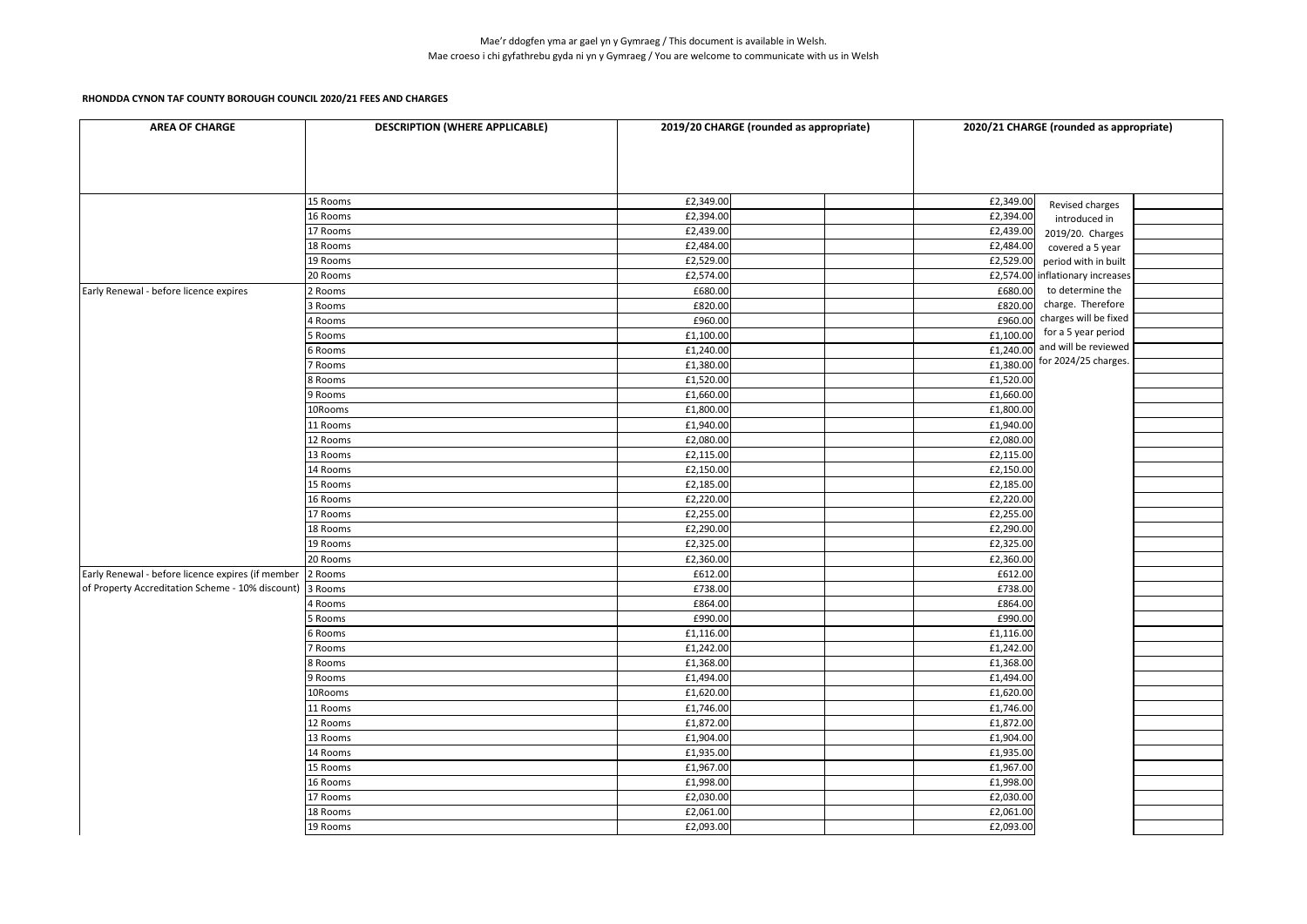Mae'r ddogfen yma ar gael yn y Gymraeg / This document is available in Welsh.
Mae croeso i chi gyfathrebu gyda ni yn y Gymraeg / You are welcome to communicate with us in Welsh

**RHONDDA CYNON TAF COUNTY BOROUGH COUNCIL 2020/21 FEES AND CHARGES**

| AREA OF CHARGE | DESCRIPTION (WHERE APPLICABLE) | 2019/20 CHARGE (rounded as appropriate) | | | 2020/21 CHARGE (rounded as appropriate) | | |
|---|---|---|---|---|---|---|---|
| | 15 Rooms | £2,349.00 | | | £2,349.00 | Revised charges introduced in 2019/20. Charges covered a 5 year period with in built inflationary increases to determine the charge. Therefore charges will be fixed for a 5 year period and will be reviewed for 2024/25 charges. | |
| | 16 Rooms | £2,394.00 | | | £2,394.00 | | |
| | 17 Rooms | £2,439.00 | | | £2,439.00 | | |
| | 18 Rooms | £2,484.00 | | | £2,484.00 | | |
| | 19 Rooms | £2,529.00 | | | £2,529.00 | | |
| | 20 Rooms | £2,574.00 | | | £2,574.00 | | |
| Early Renewal - before licence expires | 2 Rooms | £680.00 | | | £680.00 | | |
| | 3 Rooms | £820.00 | | | £820.00 | | |
| | 4 Rooms | £960.00 | | | £960.00 | | |
| | 5 Rooms | £1,100.00 | | | £1,100.00 | | |
| | 6 Rooms | £1,240.00 | | | £1,240.00 | | |
| | 7 Rooms | £1,380.00 | | | £1,380.00 | | |
| | 8 Rooms | £1,520.00 | | | £1,520.00 | | |
| | 9 Rooms | £1,660.00 | | | £1,660.00 | | |
| | 10Rooms | £1,800.00 | | | £1,800.00 | | |
| | 11 Rooms | £1,940.00 | | | £1,940.00 | | |
| | 12 Rooms | £2,080.00 | | | £2,080.00 | | |
| | 13 Rooms | £2,115.00 | | | £2,115.00 | | |
| | 14 Rooms | £2,150.00 | | | £2,150.00 | | |
| | 15 Rooms | £2,185.00 | | | £2,185.00 | | |
| | 16 Rooms | £2,220.00 | | | £2,220.00 | | |
| | 17 Rooms | £2,255.00 | | | £2,255.00 | | |
| | 18 Rooms | £2,290.00 | | | £2,290.00 | | |
| | 19 Rooms | £2,325.00 | | | £2,325.00 | | |
| | 20 Rooms | £2,360.00 | | | £2,360.00 | | |
| Early Renewal - before licence expires (if member of Property Accreditation Scheme - 10% discount) | 2 Rooms | £612.00 | | | £612.00 | | |
| | 3 Rooms | £738.00 | | | £738.00 | | |
| | 4 Rooms | £864.00 | | | £864.00 | | |
| | 5 Rooms | £990.00 | | | £990.00 | | |
| | 6 Rooms | £1,116.00 | | | £1,116.00 | | |
| | 7 Rooms | £1,242.00 | | | £1,242.00 | | |
| | 8 Rooms | £1,368.00 | | | £1,368.00 | | |
| | 9 Rooms | £1,494.00 | | | £1,494.00 | | |
| | 10Rooms | £1,620.00 | | | £1,620.00 | | |
| | 11 Rooms | £1,746.00 | | | £1,746.00 | | |
| | 12 Rooms | £1,872.00 | | | £1,872.00 | | |
| | 13 Rooms | £1,904.00 | | | £1,904.00 | | |
| | 14 Rooms | £1,935.00 | | | £1,935.00 | | |
| | 15 Rooms | £1,967.00 | | | £1,967.00 | | |
| | 16 Rooms | £1,998.00 | | | £1,998.00 | | |
| | 17 Rooms | £2,030.00 | | | £2,030.00 | | |
| | 18 Rooms | £2,061.00 | | | £2,061.00 | | |
| | 19 Rooms | £2,093.00 | | | £2,093.00 | | |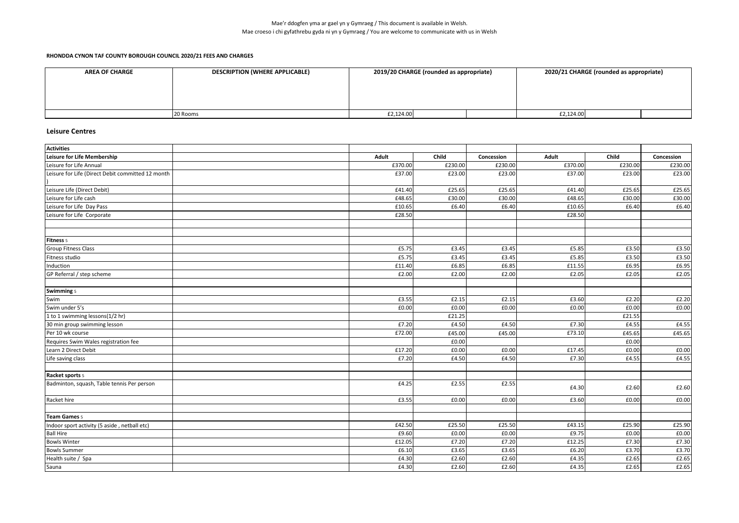Mae'r ddogfen yma ar gael yn y Gymraeg / This document is available in Welsh.
Mae croeso i chi gyfathrebu gyda ni yn y Gymraeg / You are welcome to communicate with us in Welsh

**RHONDDA CYNON TAF COUNTY BOROUGH COUNCIL 2020/21 FEES AND CHARGES**

| AREA OF CHARGE | DESCRIPTION (WHERE APPLICABLE) | 2019/20 CHARGE (rounded as appropriate) | | | 2020/21 CHARGE (rounded as appropriate) | | |
|---|---|---|---|---|---|---|---|
| | 20 Rooms | £2,124.00 | | | £2,124.00 | | |

## Leisure Centres

| Activities | | | | | | | |
|---|---|---|---|---|---|---|---|
| **Leisure for Life Membership** | | **Adult** | **Child** | **Concession** | **Adult** | **Child** | **Concession** |
| Leisure for Life Annual | | £370.00 | £230.00 | £230.00 | £370.00 | £230.00 | £230.00 |
| Leisure for Life (Direct Debit committed 12 month ) | | £37.00 | £23.00 | £23.00 | £37.00 | £23.00 | £23.00 |
| Leisure Life (Direct Debit) | | £41.40 | £25.65 | £25.65 | £41.40 | £25.65 | £25.65 |
| Leisure for Life cash | | £48.65 | £30.00 | £30.00 | £48.65 | £30.00 | £30.00 |
| Leisure for Life Day Pass | | £10.65 | £6.40 | £6.40 | £10.65 | £6.40 | £6.40 |
| Leisure for Life Corporate | | £28.50 | | | £28.50 | | |
| | | | | | | | |
| | | | | | | | |
| **Fitness** 5 | | | | | | | |
| Group Fitness Class | | £5.75 | £3.45 | £3.45 | £5.85 | £3.50 | £3.50 |
| Fitness studio | | £5.75 | £3.45 | £3.45 | £5.85 | £3.50 | £3.50 |
| Induction | | £11.40 | £6.85 | £6.85 | £11.55 | £6.95 | £6.95 |
| GP Referral / step scheme | | £2.00 | £2.00 | £2.00 | £2.05 | £2.05 | £2.05 |
| | | | | | | | |
| **Swimming** 5 | | | | | | | |
| Swim | | £3.55 | £2.15 | £2.15 | £3.60 | £2.20 | £2.20 |
| Swim under 5's | | £0.00 | £0.00 | £0.00 | £0.00 | £0.00 | £0.00 |
| 1 to 1 swimming lessons(1/2 hr) | | | £21.25 | | | £21.55 | |
| 30 min group swimming lesson | | £7.20 | £4.50 | £4.50 | £7.30 | £4.55 | £4.55 |
| Per 10 wk course | | £72.00 | £45.00 | £45.00 | £73.10 | £45.65 | £45.65 |
| Requires Swim Wales registration fee | | | £0.00 | | | £0.00 | |
| Learn 2 Direct Debit | | £17.20 | £0.00 | £0.00 | £17.45 | £0.00 | £0.00 |
| Life saving class | | £7.20 | £4.50 | £4.50 | £7.30 | £4.55 | £4.55 |
| | | | | | | | |
| **Racket sports** 5 | | | | | | | |
| Badminton, squash, Table tennis Per person | | £4.25 | £2.55 | £2.55 | £4.30 | £2.60 | £2.60 |
| Racket hire | | £3.55 | £0.00 | £0.00 | £3.60 | £0.00 | £0.00 |
| | | | | | | | |
| **Team Games** 5 | | | | | | | |
| Indoor sport activity (5 aside , netball etc) | | £42.50 | £25.50 | £25.50 | £43.15 | £25.90 | £25.90 |
| Ball Hire | | £9.60 | £0.00 | £0.00 | £9.75 | £0.00 | £0.00 |
| Bowls Winter | | £12.05 | £7.20 | £7.20 | £12.25 | £7.30 | £7.30 |
| Bowls Summer | | £6.10 | £3.65 | £3.65 | £6.20 | £3.70 | £3.70 |
| Health suite / Spa | | £4.30 | £2.60 | £2.60 | £4.35 | £2.65 | £2.65 |
| Sauna | | £4.30 | £2.60 | £2.60 | £4.35 | £2.65 | £2.65 |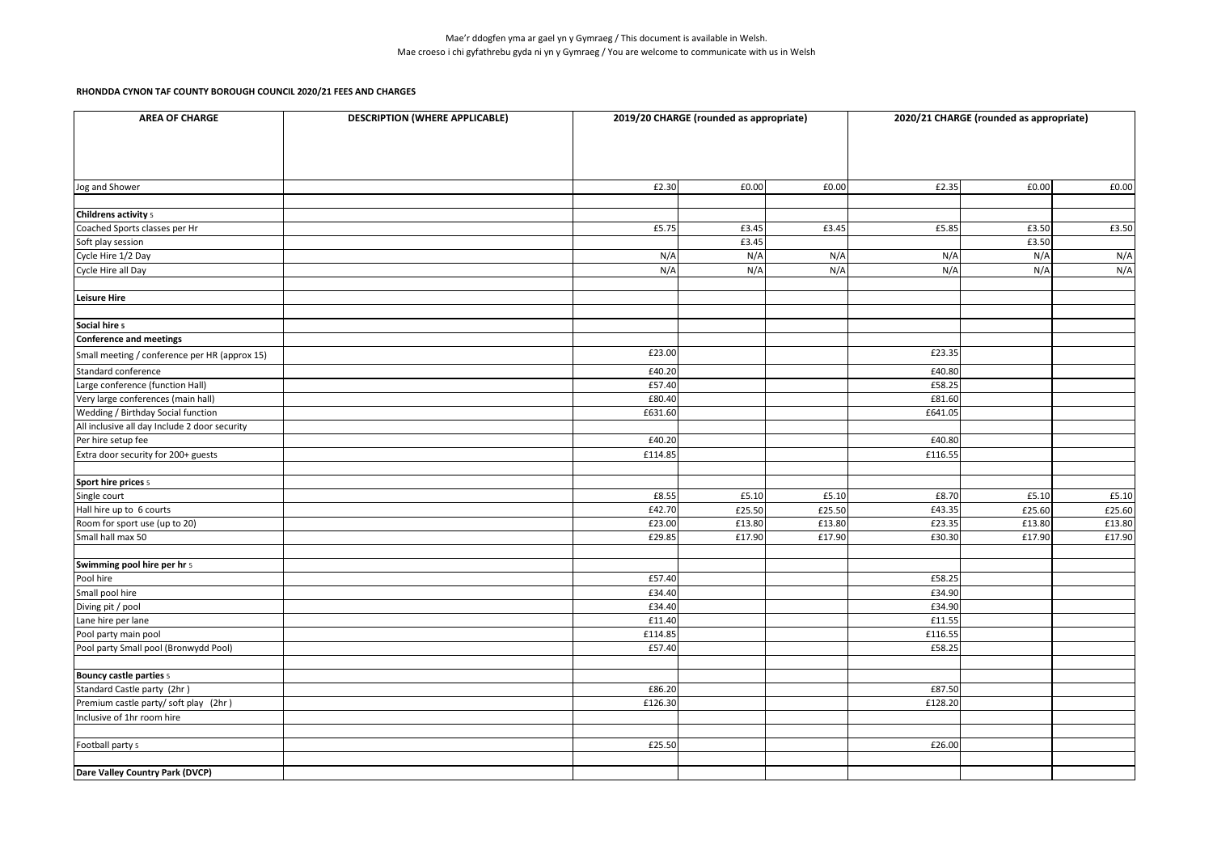Mae'r ddogfen yma ar gael yn y Gymraeg / This document is available in Welsh.
Mae croeso i chi gyfathrebu gyda ni yn y Gymraeg / You are welcome to communicate with us in Welsh

**RHONDDA CYNON TAF COUNTY BOROUGH COUNCIL 2020/21 FEES AND CHARGES**

| AREA OF CHARGE | DESCRIPTION (WHERE APPLICABLE) | 2019/20 CHARGE (rounded as appropriate) | | | 2020/21 CHARGE (rounded as appropriate) | | |
|---|---|---|---|---|---|---|---|
| Jog and Shower | | £2.30 | £0.00 | £0.00 | £2.35 | £0.00 | £0.00 |
| | | | | | | | |
| **Childrens activity** 5 | | | | | | | |
| Coached Sports classes per Hr | | £5.75 | £3.45 | £3.45 | £5.85 | £3.50 | £3.50 |
| Soft play session | | | £3.45 | | | £3.50 | |
| Cycle Hire 1/2 Day | | N/A | N/A | N/A | N/A | N/A | N/A |
| Cycle Hire all Day | | N/A | N/A | N/A | N/A | N/A | N/A |
| | | | | | | | |
| **Leisure Hire** | | | | | | | |
| | | | | | | | |
| **Social hire 5** | | | | | | | |
| **Conference and meetings** | | | | | | | |
| Small meeting / conference per HR (approx 15) | | £23.00 | | | £23.35 | | |
| Standard conference | | £40.20 | | | £40.80 | | |
| Large conference (function Hall) | | £57.40 | | | £58.25 | | |
| Very large conferences (main hall) | | £80.40 | | | £81.60 | | |
| Wedding / Birthday Social function | | £631.60 | | | £641.05 | | |
| All inclusive all day Include 2 door security | | | | | | | |
| Per hire setup fee | | £40.20 | | | £40.80 | | |
| Extra door security for 200+ guests | | £114.85 | | | £116.55 | | |
| | | | | | | | |
| **Sport hire prices** 5 | | | | | | | |
| Single court | | £8.55 | £5.10 | £5.10 | £8.70 | £5.10 | £5.10 |
| Hall hire up to 6 courts | | £42.70 | £25.50 | £25.50 | £43.35 | £25.60 | £25.60 |
| Room for sport use (up to 20) | | £23.00 | £13.80 | £13.80 | £23.35 | £13.80 | £13.80 |
| Small hall max 50 | | £29.85 | £17.90 | £17.90 | £30.30 | £17.90 | £17.90 |
| | | | | | | | |
| **Swimming pool hire per hr** 5 | | | | | | | |
| Pool hire | | £57.40 | | | £58.25 | | |
| Small pool hire | | £34.40 | | | £34.90 | | |
| Diving pit / pool | | £34.40 | | | £34.90 | | |
| Lane hire per lane | | £11.40 | | | £11.55 | | |
| Pool party main pool | | £114.85 | | | £116.55 | | |
| Pool party Small pool (Bronwydd Pool) | | £57.40 | | | £58.25 | | |
| | | | | | | | |
| **Bouncy castle parties** 5 | | | | | | | |
| Standard Castle party (2hr ) | | £86.20 | | | £87.50 | | |
| Premium castle party/ soft play (2hr ) | | £126.30 | | | £128.20 | | |
| Inclusive of 1hr room hire | | | | | | | |
| | | | | | | | |
| Football party 5 | | £25.50 | | | £26.00 | | |
| | | | | | | | |
| **Dare Valley Country Park (DVCP)** | | | | | | | |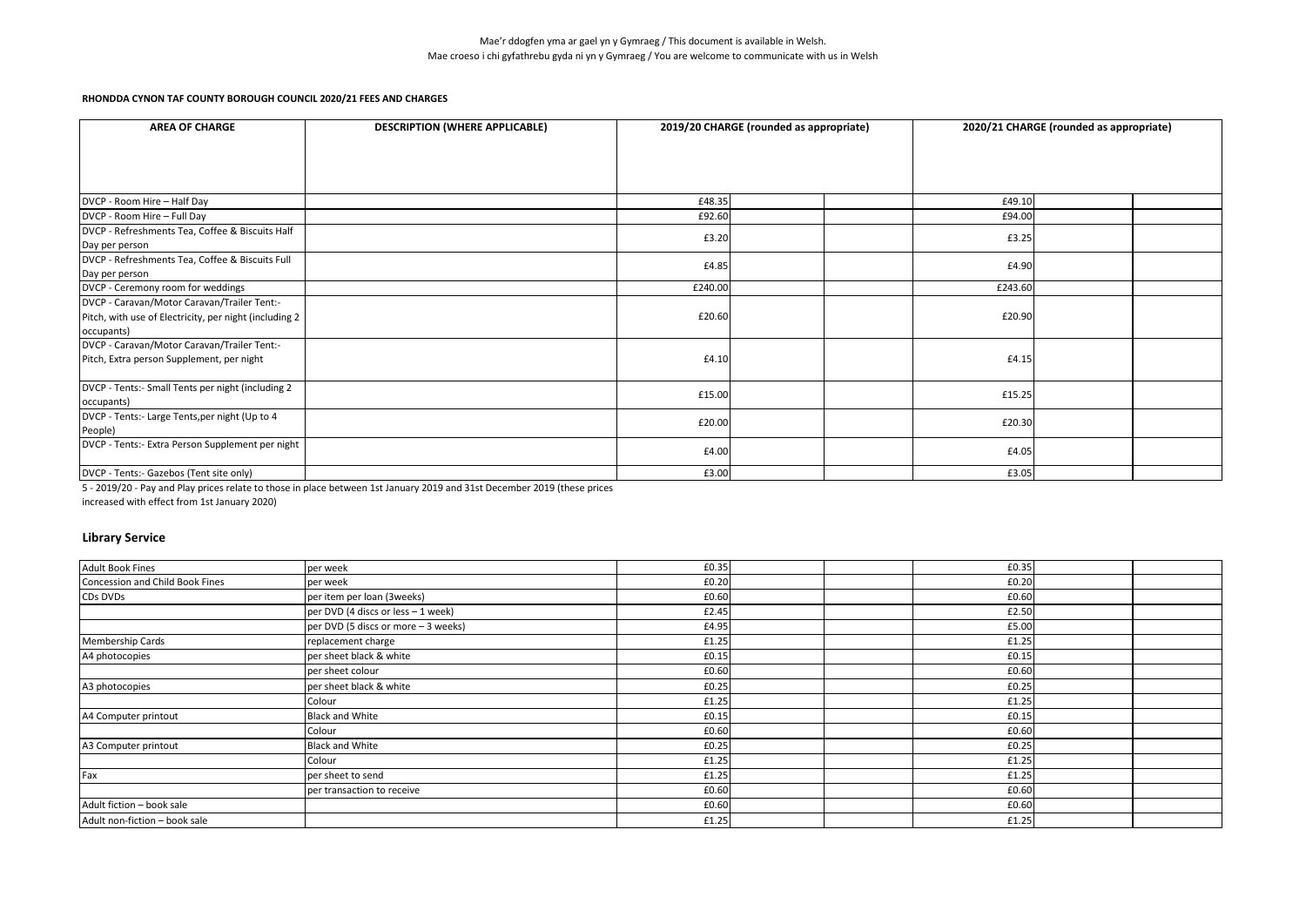Mae'r ddogfen yma ar gael yn y Gymraeg / This document is available in Welsh.
Mae croeso i chi gyfathrebu gyda ni yn y Gymraeg / You are welcome to communicate with us in Welsh

**RHONDDA CYNON TAF COUNTY BOROUGH COUNCIL 2020/21 FEES AND CHARGES**

| AREA OF CHARGE | DESCRIPTION (WHERE APPLICABLE) | 2019/20 CHARGE (rounded as appropriate) | | | 2020/21 CHARGE (rounded as appropriate) | |
|---|---|---|---|---|---|---|
| DVCP - Room Hire – Half Day | | £48.35 | | | £49.10 | |
| DVCP - Room Hire – Full Day | | £92.60 | | | £94.00 | |
| DVCP - Refreshments Tea, Coffee & Biscuits Half Day per person | | £3.20 | | | £3.25 | |
| DVCP - Refreshments Tea, Coffee & Biscuits Full Day per person | | £4.85 | | | £4.90 | |
| DVCP - Ceremony room for weddings | | £240.00 | | | £243.60 | |
| DVCP - Caravan/Motor Caravan/Trailer Tent:- Pitch, with use of Electricity, per night (including 2 occupants) | | £20.60 | | | £20.90 | |
| DVCP - Caravan/Motor Caravan/Trailer Tent:- Pitch, Extra person Supplement, per night | | £4.10 | | | £4.15 | |
| DVCP - Tents:- Small Tents per night (including 2 occupants) | | £15.00 | | | £15.25 | |
| DVCP - Tents:- Large Tents,per night (Up to 4 People) | | £20.00 | | | £20.30 | |
| DVCP - Tents:- Extra Person Supplement per night | | £4.00 | | | £4.05 | |
| DVCP - Tents:- Gazebos (Tent site only) | | £3.00 | | | £3.05 | |

5 - 2019/20 - Pay and Play prices relate to those in place between 1st January 2019 and 31st December 2019 (these prices increased with effect from 1st January 2020)

## Library Service

| | | | | | | |
|---|---|---|---|---|---|---|
| Adult Book Fines | per week | £0.35 | | | £0.35 | |
| Concession and Child Book Fines | per week | £0.20 | | | £0.20 | |
| CDs DVDs | per item per loan (3weeks) | £0.60 | | | £0.60 | |
| | per DVD (4 discs or less – 1 week) | £2.45 | | | £2.50 | |
| | per DVD (5 discs or more – 3 weeks) | £4.95 | | | £5.00 | |
| Membership Cards | replacement charge | £1.25 | | | £1.25 | |
| A4 photocopies | per sheet black & white | £0.15 | | | £0.15 | |
| | per sheet colour | £0.60 | | | £0.60 | |
| A3 photocopies | per sheet black & white | £0.25 | | | £0.25 | |
| | Colour | £1.25 | | | £1.25 | |
| A4 Computer printout | Black and White | £0.15 | | | £0.15 | |
| | Colour | £0.60 | | | £0.60 | |
| A3 Computer printout | Black and White | £0.25 | | | £0.25 | |
| | Colour | £1.25 | | | £1.25 | |
| Fax | per sheet to send | £1.25 | | | £1.25 | |
| | per transaction to receive | £0.60 | | | £0.60 | |
| Adult fiction – book sale | | £0.60 | | | £0.60 | |
| Adult non-fiction – book sale | | £1.25 | | | £1.25 | |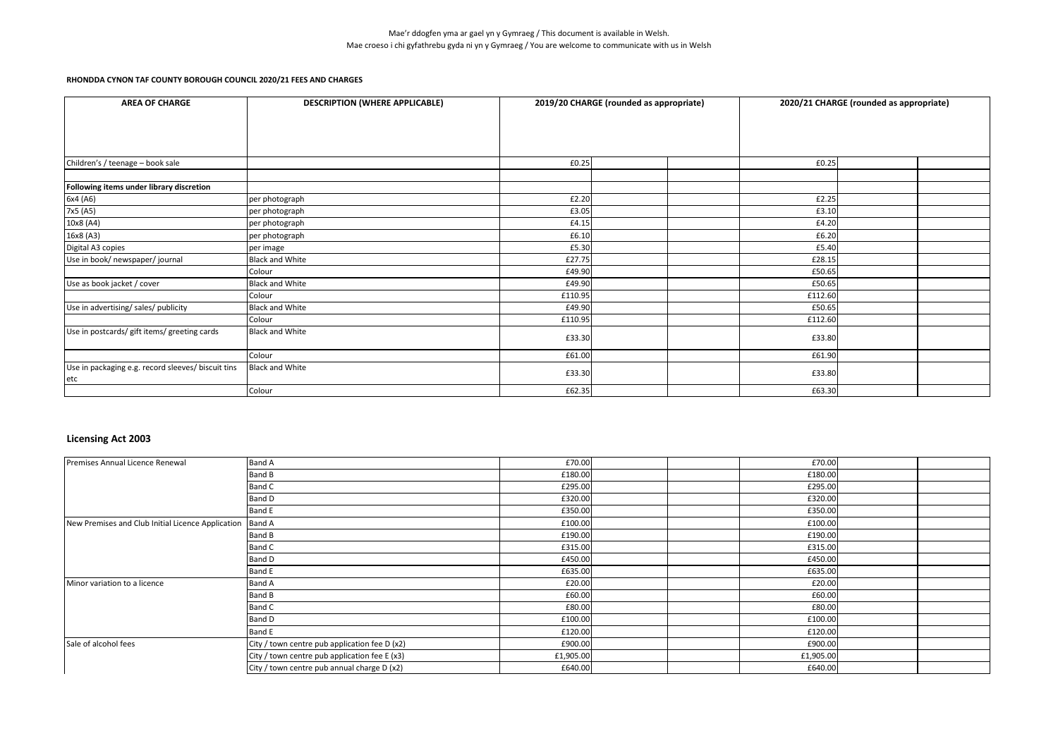Mae'r ddogfen yma ar gael yn y Gymraeg / This document is available in Welsh.
Mae croeso i chi gyfathrebu gyda ni yn y Gymraeg / You are welcome to communicate with us in Welsh

**RHONDDA CYNON TAF COUNTY BOROUGH COUNCIL 2020/21 FEES AND CHARGES**

| AREA OF CHARGE | DESCRIPTION (WHERE APPLICABLE) | 2019/20 CHARGE (rounded as appropriate) | | | 2020/21 CHARGE (rounded as appropriate) | | |
|---|---|---|---|---|---|---|---|
| Children's / teenage – book sale | | £0.25 | | | £0.25 | | |
| | | | | | | | |
| **Following items under library discretion** | | | | | | | |
| 6x4 (A6) | per photograph | £2.20 | | | £2.25 | | |
| 7x5 (A5) | per photograph | £3.05 | | | £3.10 | | |
| 10x8 (A4) | per photograph | £4.15 | | | £4.20 | | |
| 16x8 (A3) | per photograph | £6.10 | | | £6.20 | | |
| Digital A3 copies | per image | £5.30 | | | £5.40 | | |
| Use in book/ newspaper/ journal | Black and White | £27.75 | | | £28.15 | | |
| | Colour | £49.90 | | | £50.65 | | |
| Use as book jacket / cover | Black and White | £49.90 | | | £50.65 | | |
| | Colour | £110.95 | | | £112.60 | | |
| Use in advertising/ sales/ publicity | Black and White | £49.90 | | | £50.65 | | |
| | Colour | £110.95 | | | £112.60 | | |
| Use in postcards/ gift items/ greeting cards | Black and White | £33.30 | | | £33.80 | | |
| | Colour | £61.00 | | | £61.90 | | |
| Use in packaging e.g. record sleeves/ biscuit tins etc | Black and White | £33.30 | | | £33.80 | | |
| | Colour | £62.35 | | | £63.30 | | |

## Licensing Act 2003

| | | | | | | | |
|---|---|---|---|---|---|---|---|
| Premises Annual Licence Renewal | Band A | £70.00 | | | £70.00 | | |
| | Band B | £180.00 | | | £180.00 | | |
| | Band C | £295.00 | | | £295.00 | | |
| | Band D | £320.00 | | | £320.00 | | |
| | Band E | £350.00 | | | £350.00 | | |
| New Premises and Club Initial Licence Application | Band A | £100.00 | | | £100.00 | | |
| | Band B | £190.00 | | | £190.00 | | |
| | Band C | £315.00 | | | £315.00 | | |
| | Band D | £450.00 | | | £450.00 | | |
| | Band E | £635.00 | | | £635.00 | | |
| Minor variation to a licence | Band A | £20.00 | | | £20.00 | | |
| | Band B | £60.00 | | | £60.00 | | |
| | Band C | £80.00 | | | £80.00 | | |
| | Band D | £100.00 | | | £100.00 | | |
| | Band E | £120.00 | | | £120.00 | | |
| Sale of alcohol fees | City / town centre pub application fee D (x2) | £900.00 | | | £900.00 | | |
| | City / town centre pub application fee E (x3) | £1,905.00 | | | £1,905.00 | | |
| | City / town centre pub annual charge D (x2) | £640.00 | | | £640.00 | | |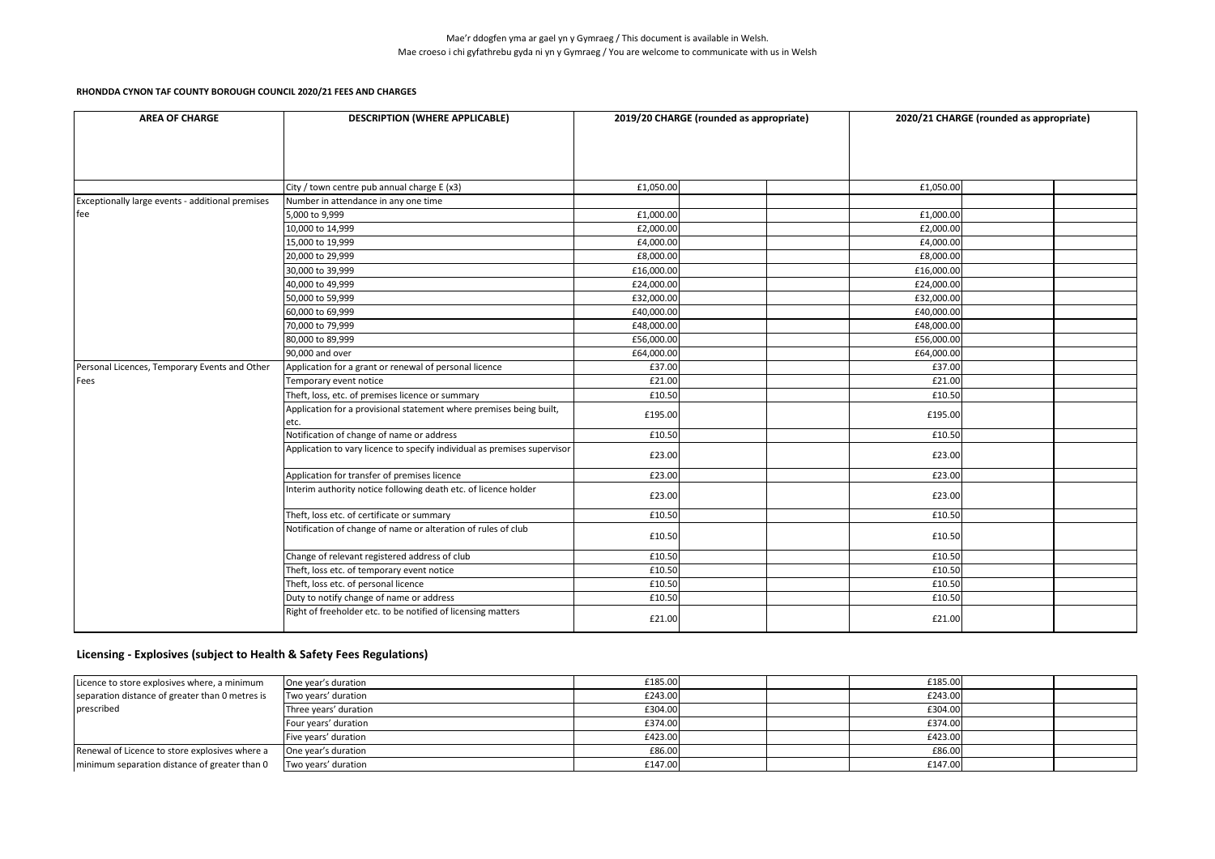Mae'r ddogfen yma ar gael yn y Gymraeg / This document is available in Welsh.
Mae croeso i chi gyfathrebu gyda ni yn y Gymraeg / You are welcome to communicate with us in Welsh

**RHONDDA CYNON TAF COUNTY BOROUGH COUNCIL 2020/21 FEES AND CHARGES**

| AREA OF CHARGE | DESCRIPTION (WHERE APPLICABLE) | 2019/20 CHARGE (rounded as appropriate) | | | 2020/21 CHARGE (rounded as appropriate) | | |
|---|---|---|---|---|---|---|---|
| | City / town centre pub annual charge E (x3) | £1,050.00 | | | £1,050.00 | | |
| Exceptionally large events - additional premises fee | Number in attendance in any one time | | | | | | |
| | 5,000 to 9,999 | £1,000.00 | | | £1,000.00 | | |
| | 10,000 to 14,999 | £2,000.00 | | | £2,000.00 | | |
| | 15,000 to 19,999 | £4,000.00 | | | £4,000.00 | | |
| | 20,000 to 29,999 | £8,000.00 | | | £8,000.00 | | |
| | 30,000 to 39,999 | £16,000.00 | | | £16,000.00 | | |
| | 40,000 to 49,999 | £24,000.00 | | | £24,000.00 | | |
| | 50,000 to 59,999 | £32,000.00 | | | £32,000.00 | | |
| | 60,000 to 69,999 | £40,000.00 | | | £40,000.00 | | |
| | 70,000 to 79,999 | £48,000.00 | | | £48,000.00 | | |
| | 80,000 to 89,999 | £56,000.00 | | | £56,000.00 | | |
| | 90,000 and over | £64,000.00 | | | £64,000.00 | | |
| Personal Licences, Temporary Events and Other Fees | Application for a grant or renewal of personal licence | £37.00 | | | £37.00 | | |
| | Temporary event notice | £21.00 | | | £21.00 | | |
| | Theft, loss, etc. of premises licence or summary | £10.50 | | | £10.50 | | |
| | Application for a provisional statement where premises being built, etc. | £195.00 | | | £195.00 | | |
| | Notification of change of name or address | £10.50 | | | £10.50 | | |
| | Application to vary licence to specify individual as premises supervisor | £23.00 | | | £23.00 | | |
| | Application for transfer of premises licence | £23.00 | | | £23.00 | | |
| | Interim authority notice following death etc. of licence holder | £23.00 | | | £23.00 | | |
| | Theft, loss etc. of certificate or summary | £10.50 | | | £10.50 | | |
| | Notification of change of name or alteration of rules of club | £10.50 | | | £10.50 | | |
| | Change of relevant registered address of club | £10.50 | | | £10.50 | | |
| | Theft, loss etc. of temporary event notice | £10.50 | | | £10.50 | | |
| | Theft, loss etc. of personal licence | £10.50 | | | £10.50 | | |
| | Duty to notify change of name or address | £10.50 | | | £10.50 | | |
| | Right of freeholder etc. to be notified of licensing matters | £21.00 | | | £21.00 | | |

## Licensing - Explosives (subject to Health & Safety Fees Regulations)

| | | | | | | | |
|---|---|---|---|---|---|---|---|
| Licence to store explosives where, a minimum separation distance of greater than 0 metres is prescribed | One year's duration | £185.00 | | | £185.00 | | |
| | Two years' duration | £243.00 | | | £243.00 | | |
| | Three years' duration | £304.00 | | | £304.00 | | |
| | Four years' duration | £374.00 | | | £374.00 | | |
| | Five years' duration | £423.00 | | | £423.00 | | |
| Renewal of Licence to store explosives where a minimum separation distance of greater than 0 | One year's duration | £86.00 | | | £86.00 | | |
| | Two years' duration | £147.00 | | | £147.00 | | |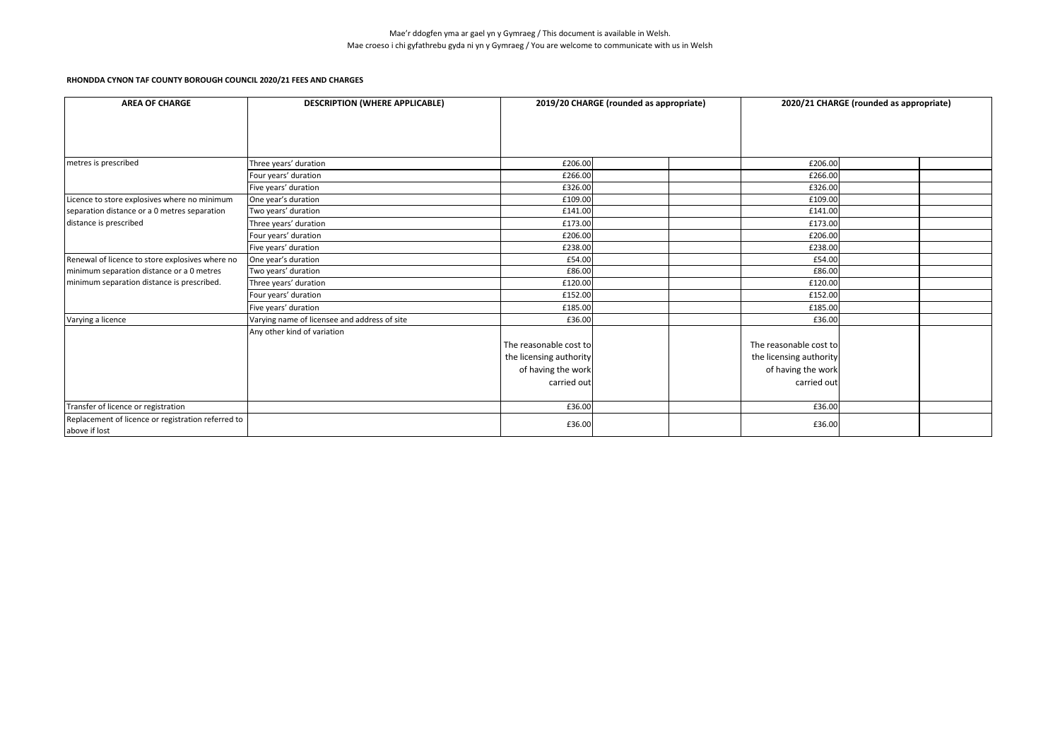Mae'r ddogfen yma ar gael yn y Gymraeg / This document is available in Welsh.
Mae croeso i chi gyfathrebu gyda ni yn y Gymraeg / You are welcome to communicate with us in Welsh

**RHONDDA CYNON TAF COUNTY BOROUGH COUNCIL 2020/21 FEES AND CHARGES**

| AREA OF CHARGE | DESCRIPTION (WHERE APPLICABLE) | 2019/20 CHARGE (rounded as appropriate) | | | 2020/21 CHARGE (rounded as appropriate) | | |
|---|---|---|---|---|---|---|---|
| metres is prescribed | Three years' duration | £206.00 | | | £206.00 | | |
| | Four years' duration | £266.00 | | | £266.00 | | |
| | Five years' duration | £326.00 | | | £326.00 | | |
| Licence to store explosives where no minimum separation distance or a 0 metres separation distance is prescribed | One year's duration | £109.00 | | | £109.00 | | |
| | Two years' duration | £141.00 | | | £141.00 | | |
| | Three years' duration | £173.00 | | | £173.00 | | |
| | Four years' duration | £206.00 | | | £206.00 | | |
| | Five years' duration | £238.00 | | | £238.00 | | |
| Renewal of licence to store explosives where no minimum separation distance or a 0 metres minimum separation distance is prescribed. | One year's duration | £54.00 | | | £54.00 | | |
| | Two years' duration | £86.00 | | | £86.00 | | |
| | Three years' duration | £120.00 | | | £120.00 | | |
| | Four years' duration | £152.00 | | | £152.00 | | |
| | Five years' duration | £185.00 | | | £185.00 | | |
| Varying a licence | Varying name of licensee and address of site | £36.00 | | | £36.00 | | |
| | Any other kind of variation | The reasonable cost to the licensing authority of having the work carried out | | | The reasonable cost to the licensing authority of having the work carried out | | |
| Transfer of licence or registration | | £36.00 | | | £36.00 | | |
| Replacement of licence or registration referred to above if lost | | £36.00 | | | £36.00 | | |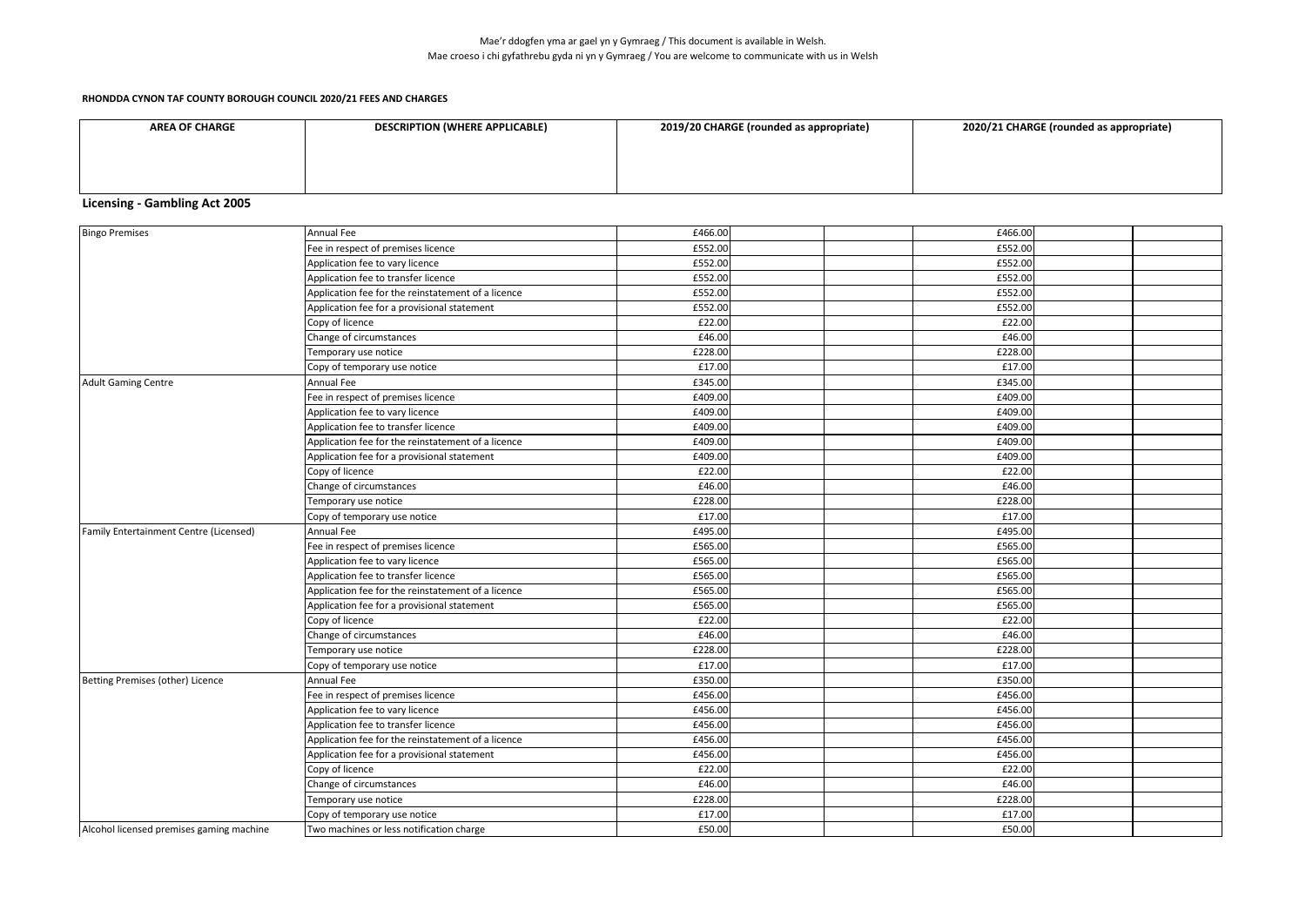Mae'r ddogfen yma ar gael yn y Gymraeg / This document is available in Welsh.
Mae croeso i chi gyfathrebu gyda ni yn y Gymraeg / You are welcome to communicate with us in Welsh

**RHONDDA CYNON TAF COUNTY BOROUGH COUNCIL 2020/21 FEES AND CHARGES**

## Licensing - Gambling Act 2005

| AREA OF CHARGE | DESCRIPTION (WHERE APPLICABLE) | 2019/20 CHARGE (rounded as appropriate) | 2020/21 CHARGE (rounded as appropriate) |
|---|---|---|---|
| Bingo Premises | Annual Fee | £466.00 | £466.00 |
| | Fee in respect of premises licence | £552.00 | £552.00 |
| | Application fee to vary licence | £552.00 | £552.00 |
| | Application fee to transfer licence | £552.00 | £552.00 |
| | Application fee for the reinstatement of a licence | £552.00 | £552.00 |
| | Application fee for a provisional statement | £552.00 | £552.00 |
| | Copy of licence | £22.00 | £22.00 |
| | Change of circumstances | £46.00 | £46.00 |
| | Temporary use notice | £228.00 | £228.00 |
| | Copy of temporary use notice | £17.00 | £17.00 |
| Adult Gaming Centre | Annual Fee | £345.00 | £345.00 |
| | Fee in respect of premises licence | £409.00 | £409.00 |
| | Application fee to vary licence | £409.00 | £409.00 |
| | Application fee to transfer licence | £409.00 | £409.00 |
| | Application fee for the reinstatement of a licence | £409.00 | £409.00 |
| | Application fee for a provisional statement | £409.00 | £409.00 |
| | Copy of licence | £22.00 | £22.00 |
| | Change of circumstances | £46.00 | £46.00 |
| | Temporary use notice | £228.00 | £228.00 |
| | Copy of temporary use notice | £17.00 | £17.00 |
| Family Entertainment Centre (Licensed) | Annual Fee | £495.00 | £495.00 |
| | Fee in respect of premises licence | £565.00 | £565.00 |
| | Application fee to vary licence | £565.00 | £565.00 |
| | Application fee to transfer licence | £565.00 | £565.00 |
| | Application fee for the reinstatement of a licence | £565.00 | £565.00 |
| | Application fee for a provisional statement | £565.00 | £565.00 |
| | Copy of licence | £22.00 | £22.00 |
| | Change of circumstances | £46.00 | £46.00 |
| | Temporary use notice | £228.00 | £228.00 |
| | Copy of temporary use notice | £17.00 | £17.00 |
| Betting Premises (other) Licence | Annual Fee | £350.00 | £350.00 |
| | Fee in respect of premises licence | £456.00 | £456.00 |
| | Application fee to vary licence | £456.00 | £456.00 |
| | Application fee to transfer licence | £456.00 | £456.00 |
| | Application fee for the reinstatement of a licence | £456.00 | £456.00 |
| | Application fee for a provisional statement | £456.00 | £456.00 |
| | Copy of licence | £22.00 | £22.00 |
| | Change of circumstances | £46.00 | £46.00 |
| | Temporary use notice | £228.00 | £228.00 |
| | Copy of temporary use notice | £17.00 | £17.00 |
| Alcohol licensed premises gaming machine | Two machines or less notification charge | £50.00 | £50.00 |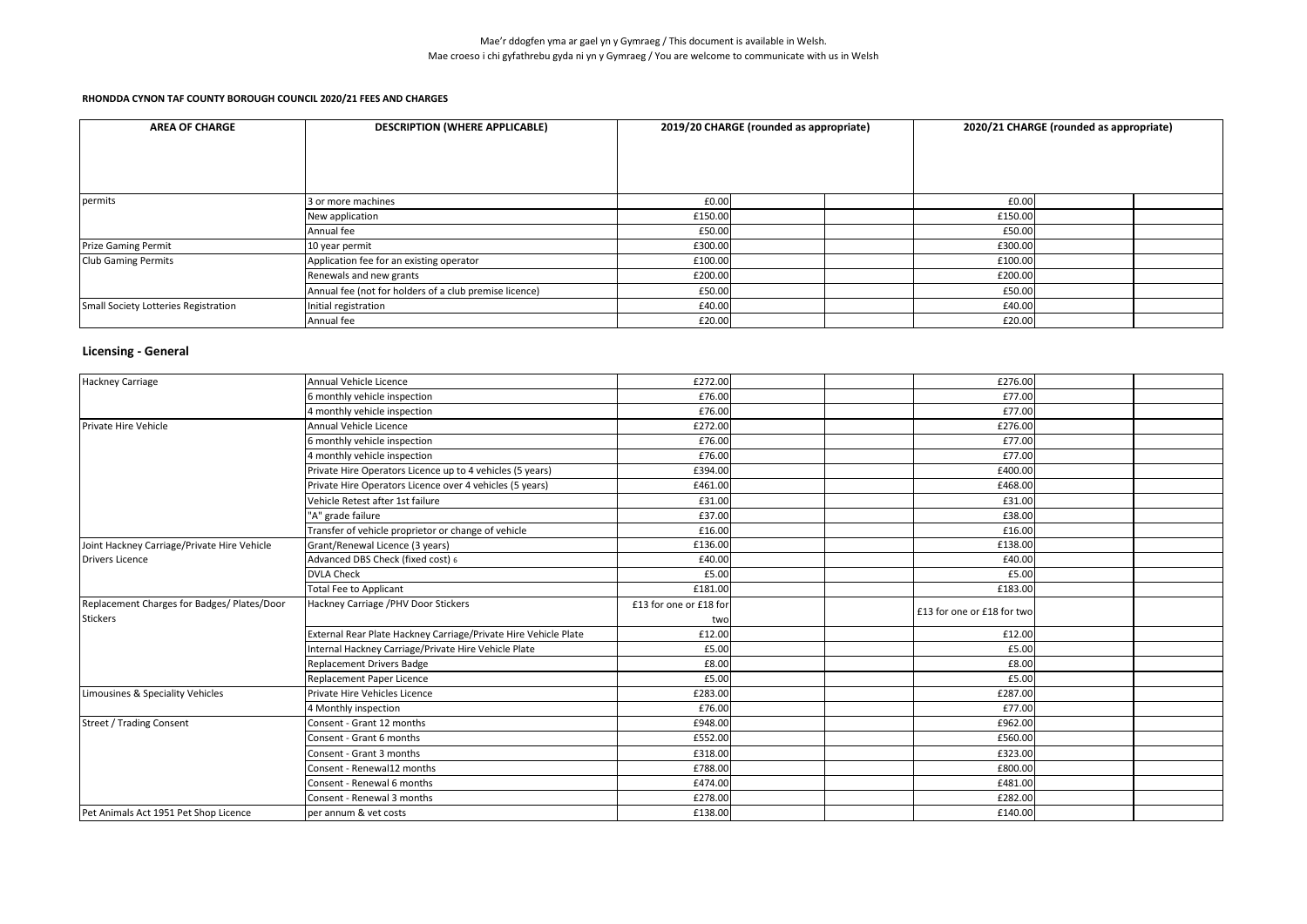Mae'r ddogfen yma ar gael yn y Gymraeg / This document is available in Welsh.
Mae croeso i chi gyfathrebu gyda ni yn y Gymraeg / You are welcome to communicate with us in Welsh

**RHONDDA CYNON TAF COUNTY BOROUGH COUNCIL 2020/21 FEES AND CHARGES**

| AREA OF CHARGE | DESCRIPTION (WHERE APPLICABLE) | 2019/20 CHARGE (rounded as appropriate) | | | 2020/21 CHARGE (rounded as appropriate) | | |
|---|---|---|---|---|---|---|---|
| permits | 3 or more machines | £0.00 | | | £0.00 | | |
| | New application | £150.00 | | | £150.00 | | |
| | Annual fee | £50.00 | | | £50.00 | | |
| Prize Gaming Permit | 10 year permit | £300.00 | | | £300.00 | | |
| Club Gaming Permits | Application fee for an existing operator | £100.00 | | | £100.00 | | |
| | Renewals and new grants | £200.00 | | | £200.00 | | |
| | Annual fee (not for holders of a club premise licence) | £50.00 | | | £50.00 | | |
| Small Society Lotteries Registration | Initial registration | £40.00 | | | £40.00 | | |
| | Annual fee | £20.00 | | | £20.00 | | |

## Licensing - General

| AREA OF CHARGE | DESCRIPTION (WHERE APPLICABLE) | 2019/20 CHARGE | | | 2020/21 CHARGE | | |
|---|---|---|---|---|---|---|---|
| Hackney Carriage | Annual Vehicle Licence | £272.00 | | | £276.00 | | |
| | 6 monthly vehicle inspection | £76.00 | | | £77.00 | | |
| | 4 monthly vehicle inspection | £76.00 | | | £77.00 | | |
| Private Hire Vehicle | Annual Vehicle Licence | £272.00 | | | £276.00 | | |
| | 6 monthly vehicle inspection | £76.00 | | | £77.00 | | |
| | 4 monthly vehicle inspection | £76.00 | | | £77.00 | | |
| | Private Hire Operators Licence up to 4 vehicles (5 years) | £394.00 | | | £400.00 | | |
| | Private Hire Operators Licence over 4 vehicles (5 years) | £461.00 | | | £468.00 | | |
| | Vehicle Retest after 1st failure | £31.00 | | | £31.00 | | |
| | "A" grade failure | £37.00 | | | £38.00 | | |
| | Transfer of vehicle proprietor or change of vehicle | £16.00 | | | £16.00 | | |
| Joint Hackney Carriage/Private Hire Vehicle Drivers Licence | Grant/Renewal Licence (3 years) | £136.00 | | | £138.00 | | |
| | Advanced DBS Check (fixed cost) 6 | £40.00 | | | £40.00 | | |
| | DVLA Check | £5.00 | | | £5.00 | | |
| | Total Fee to Applicant | £181.00 | | | £183.00 | | |
| Replacement Charges for Badges/ Plates/Door Stickers | Hackney Carriage /PHV Door Stickers | £13 for one or £18 for two | | | £13 for one or £18 for two | | |
| | External Rear Plate Hackney Carriage/Private Hire Vehicle Plate | £12.00 | | | £12.00 | | |
| | Internal Hackney Carriage/Private Hire Vehicle Plate | £5.00 | | | £5.00 | | |
| | Replacement Drivers Badge | £8.00 | | | £8.00 | | |
| | Replacement Paper Licence | £5.00 | | | £5.00 | | |
| Limousines & Speciality Vehicles | Private Hire Vehicles Licence | £283.00 | | | £287.00 | | |
| | 4 Monthly inspection | £76.00 | | | £77.00 | | |
| Street / Trading Consent | Consent - Grant 12 months | £948.00 | | | £962.00 | | |
| | Consent - Grant 6 months | £552.00 | | | £560.00 | | |
| | Consent - Grant 3 months | £318.00 | | | £323.00 | | |
| | Consent - Renewal12 months | £788.00 | | | £800.00 | | |
| | Consent - Renewal 6 months | £474.00 | | | £481.00 | | |
| | Consent - Renewal 3 months | £278.00 | | | £282.00 | | |
| Pet Animals Act 1951 Pet Shop Licence | per annum & vet costs | £138.00 | | | £140.00 | | |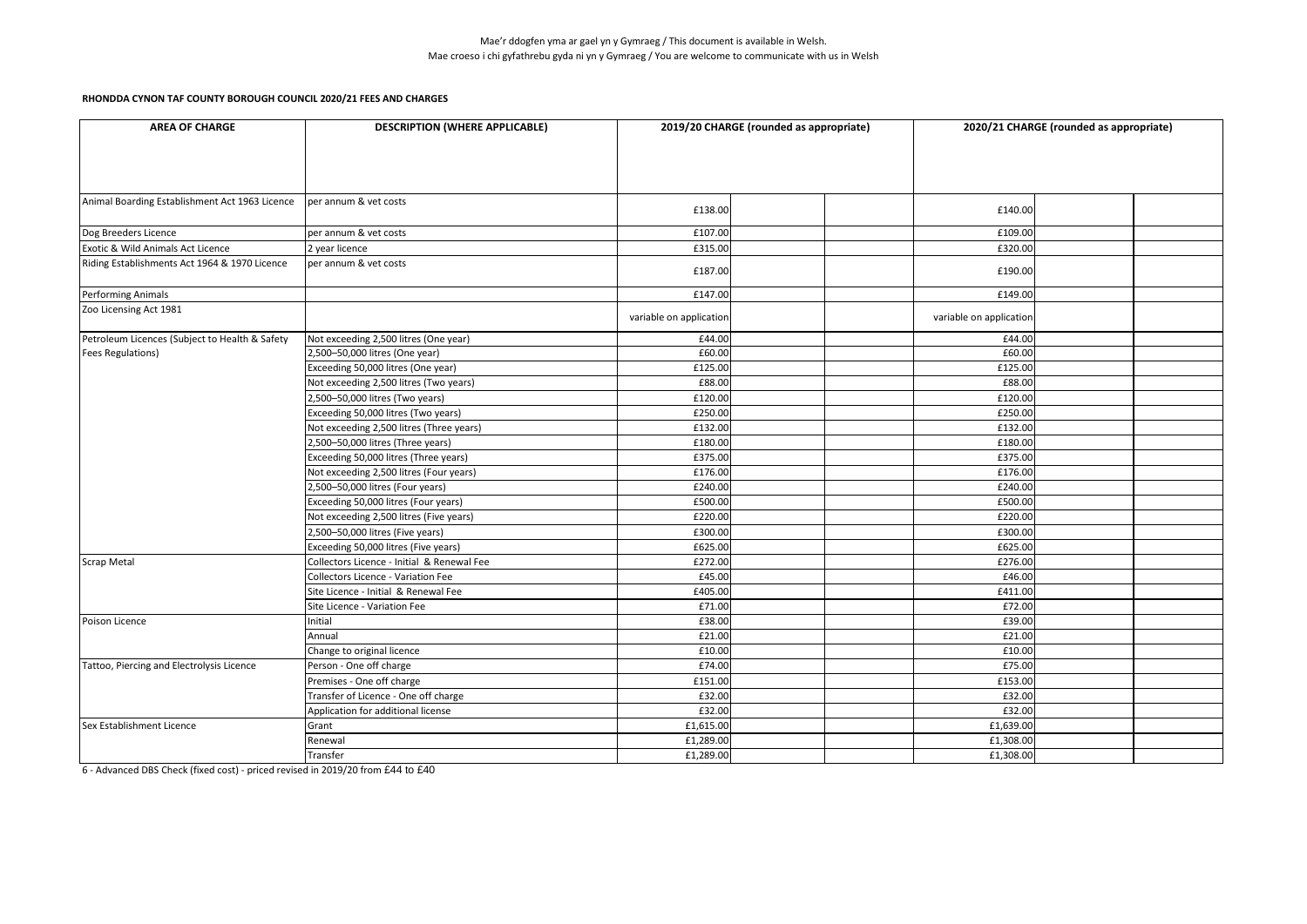Mae'r ddogfen yma ar gael yn y Gymraeg / This document is available in Welsh.
Mae croeso i chi gyfathrebu gyda ni yn y Gymraeg / You are welcome to communicate with us in Welsh

**RHONDDA CYNON TAF COUNTY BOROUGH COUNCIL 2020/21 FEES AND CHARGES**

| AREA OF CHARGE | DESCRIPTION (WHERE APPLICABLE) | 2019/20 CHARGE (rounded as appropriate) | | | 2020/21 CHARGE (rounded as appropriate) | | |
|---|---|---|---|---|---|---|---|
| Animal Boarding Establishment Act 1963 Licence | per annum & vet costs | £138.00 | | | £140.00 | | |
| Dog Breeders Licence | per annum & vet costs | £107.00 | | | £109.00 | | |
| Exotic & Wild Animals Act Licence | 2 year licence | £315.00 | | | £320.00 | | |
| Riding Establishments Act 1964 & 1970 Licence | per annum & vet costs | £187.00 | | | £190.00 | | |
| Performing Animals | | £147.00 | | | £149.00 | | |
| Zoo Licensing Act 1981 | | variable on application | | | variable on application | | |
| Petroleum Licences (Subject to Health & Safety Fees Regulations) | Not exceeding 2,500 litres (One year) | £44.00 | | | £44.00 | | |
| | 2,500–50,000 litres (One year) | £60.00 | | | £60.00 | | |
| | Exceeding 50,000 litres (One year) | £125.00 | | | £125.00 | | |
| | Not exceeding 2,500 litres (Two years) | £88.00 | | | £88.00 | | |
| | 2,500–50,000 litres (Two years) | £120.00 | | | £120.00 | | |
| | Exceeding 50,000 litres (Two years) | £250.00 | | | £250.00 | | |
| | Not exceeding 2,500 litres (Three years) | £132.00 | | | £132.00 | | |
| | 2,500–50,000 litres (Three years) | £180.00 | | | £180.00 | | |
| | Exceeding 50,000 litres (Three years) | £375.00 | | | £375.00 | | |
| | Not exceeding 2,500 litres (Four years) | £176.00 | | | £176.00 | | |
| | 2,500–50,000 litres (Four years) | £240.00 | | | £240.00 | | |
| | Exceeding 50,000 litres (Four years) | £500.00 | | | £500.00 | | |
| | Not exceeding 2,500 litres (Five years) | £220.00 | | | £220.00 | | |
| | 2,500–50,000 litres (Five years) | £300.00 | | | £300.00 | | |
| | Exceeding 50,000 litres (Five years) | £625.00 | | | £625.00 | | |
| Scrap Metal | Collectors Licence - Initial & Renewal Fee | £272.00 | | | £276.00 | | |
| | Collectors Licence - Variation Fee | £45.00 | | | £46.00 | | |
| | Site Licence - Initial & Renewal Fee | £405.00 | | | £411.00 | | |
| | Site Licence - Variation Fee | £71.00 | | | £72.00 | | |
| Poison Licence | Initial | £38.00 | | | £39.00 | | |
| | Annual | £21.00 | | | £21.00 | | |
| | Change to original licence | £10.00 | | | £10.00 | | |
| Tattoo, Piercing and Electrolysis Licence | Person - One off charge | £74.00 | | | £75.00 | | |
| | Premises - One off charge | £151.00 | | | £153.00 | | |
| | Transfer of Licence - One off charge | £32.00 | | | £32.00 | | |
| | Application for additional license | £32.00 | | | £32.00 | | |
| Sex Establishment Licence | Grant | £1,615.00 | | | £1,639.00 | | |
| | Renewal | £1,289.00 | | | £1,308.00 | | |
| | Transfer | £1,289.00 | | | £1,308.00 | | |

6 - Advanced DBS Check (fixed cost) - priced revised in 2019/20 from £44 to £40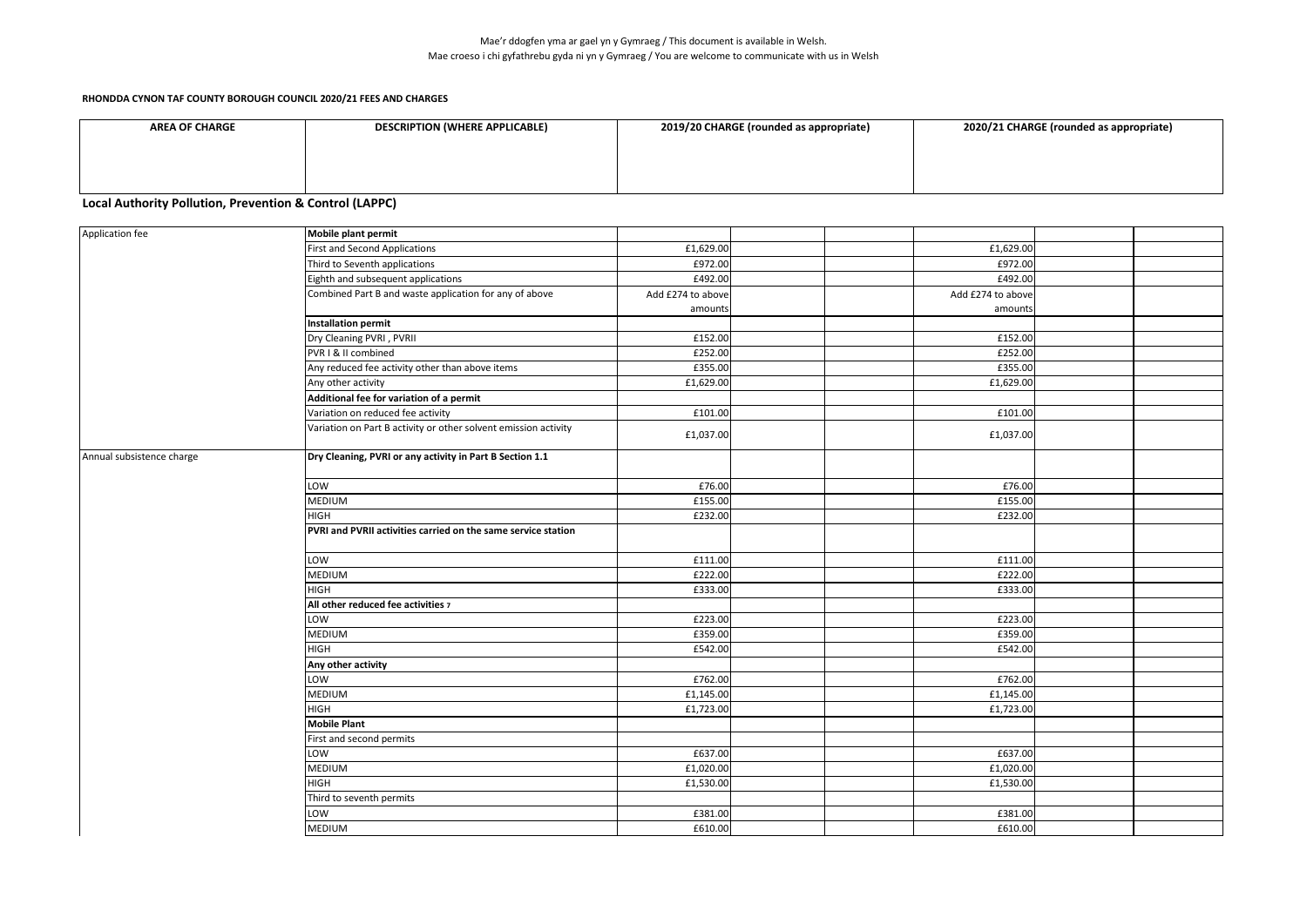Mae'r ddogfen yma ar gael yn y Gymraeg / This document is available in Welsh.
Mae croeso i chi gyfathrebu gyda ni yn y Gymraeg / You are welcome to communicate with us in Welsh

**RHONDDA CYNON TAF COUNTY BOROUGH COUNCIL 2020/21 FEES AND CHARGES**

## Local Authority Pollution, Prevention & Control (LAPPC)

| AREA OF CHARGE | DESCRIPTION (WHERE APPLICABLE) | 2019/20 CHARGE (rounded as appropriate) | | | 2020/21 CHARGE (rounded as appropriate) | | |
|---|---|---|---|---|---|---|---|
| Application fee | **Mobile plant permit** | | | | | | |
| | First and Second Applications | £1,629.00 | | | £1,629.00 | | |
| | Third to Seventh applications | £972.00 | | | £972.00 | | |
| | Eighth and subsequent applications | £492.00 | | | £492.00 | | |
| | Combined Part B and waste application for any of above | Add £274 to above amounts | | | Add £274 to above amounts | | |
| | **Installation permit** | | | | | | |
| | Dry Cleaning PVRI , PVRII | £152.00 | | | £152.00 | | |
| | PVR I & II combined | £252.00 | | | £252.00 | | |
| | Any reduced fee activity other than above items | £355.00 | | | £355.00 | | |
| | Any other activity | £1,629.00 | | | £1,629.00 | | |
| | **Additional fee for variation of a permit** | | | | | | |
| | Variation on reduced fee activity | £101.00 | | | £101.00 | | |
| | Variation on Part B activity or other solvent emission activity | £1,037.00 | | | £1,037.00 | | |
| Annual subsistence charge | **Dry Cleaning, PVRI or any activity in Part B Section 1.1** | | | | | | |
| | LOW | £76.00 | | | £76.00 | | |
| | MEDIUM | £155.00 | | | £155.00 | | |
| | HIGH | £232.00 | | | £232.00 | | |
| | **PVRI and PVRII activities carried on the same service station** | | | | | | |
| | LOW | £111.00 | | | £111.00 | | |
| | MEDIUM | £222.00 | | | £222.00 | | |
| | HIGH | £333.00 | | | £333.00 | | |
| | **All other reduced fee activities 7** | | | | | | |
| | LOW | £223.00 | | | £223.00 | | |
| | MEDIUM | £359.00 | | | £359.00 | | |
| | HIGH | £542.00 | | | £542.00 | | |
| | **Any other activity** | | | | | | |
| | LOW | £762.00 | | | £762.00 | | |
| | MEDIUM | £1,145.00 | | | £1,145.00 | | |
| | HIGH | £1,723.00 | | | £1,723.00 | | |
| | **Mobile Plant** | | | | | | |
| | First and second permits | | | | | | |
| | LOW | £637.00 | | | £637.00 | | |
| | MEDIUM | £1,020.00 | | | £1,020.00 | | |
| | HIGH | £1,530.00 | | | £1,530.00 | | |
| | Third to seventh permits | | | | | | |
| | LOW | £381.00 | | | £381.00 | | |
| | MEDIUM | £610.00 | | | £610.00 | | |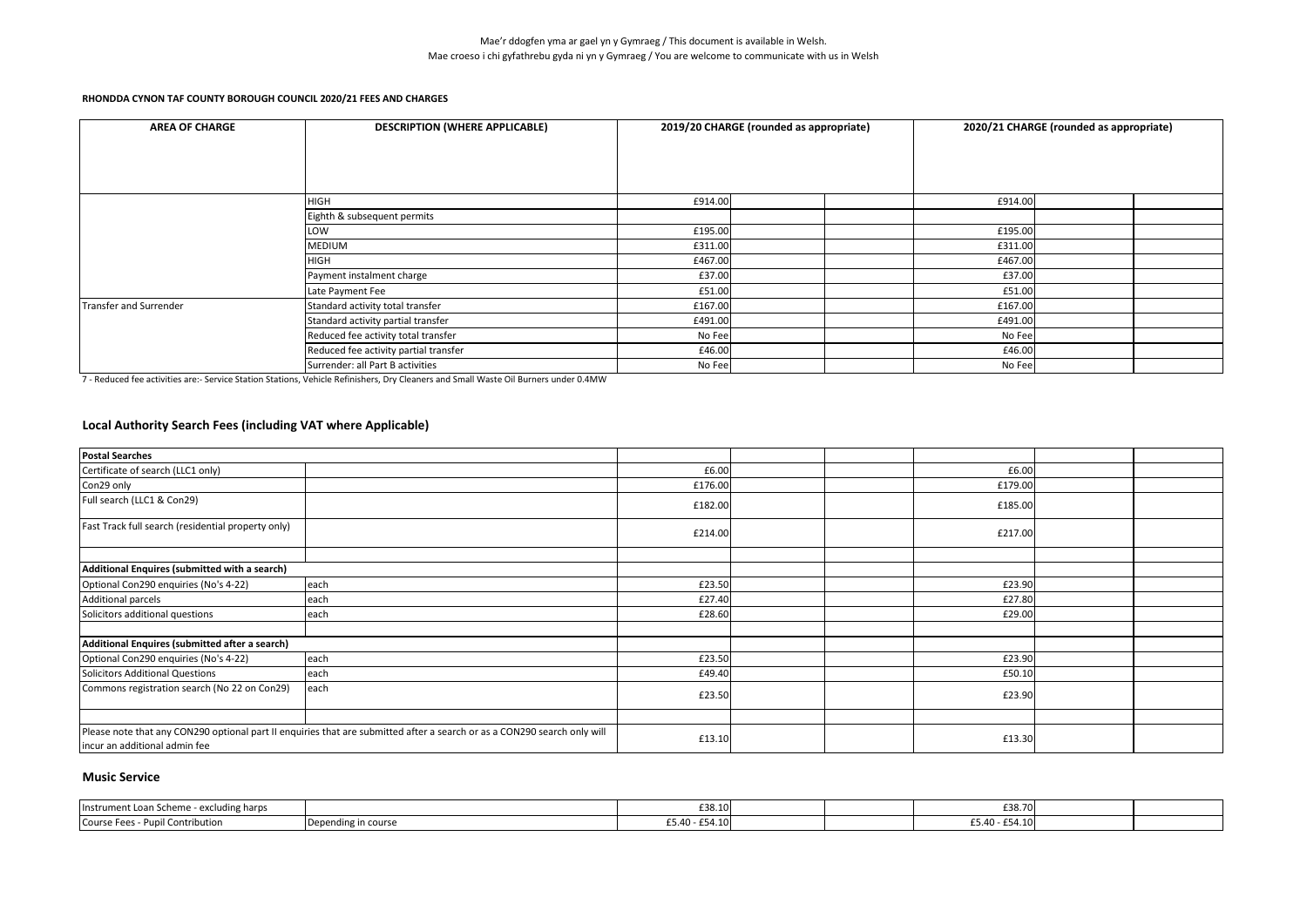Mae'r ddogfen yma ar gael yn y Gymraeg / This document is available in Welsh.
Mae croeso i chi gyfathrebu gyda ni yn y Gymraeg / You are welcome to communicate with us in Welsh

**RHONDDA CYNON TAF COUNTY BOROUGH COUNCIL 2020/21 FEES AND CHARGES**

| AREA OF CHARGE | DESCRIPTION (WHERE APPLICABLE) | 2019/20 CHARGE (rounded as appropriate) | | | 2020/21 CHARGE (rounded as appropriate) | | |
|---|---|---|---|---|---|---|---|
| | HIGH | £914.00 | | | £914.00 | | |
| | Eighth & subsequent permits | | | | | | |
| | LOW | £195.00 | | | £195.00 | | |
| | MEDIUM | £311.00 | | | £311.00 | | |
| | HIGH | £467.00 | | | £467.00 | | |
| | Payment instalment charge | £37.00 | | | £37.00 | | |
| | Late Payment Fee | £51.00 | | | £51.00 | | |
| Transfer and Surrender | Standard activity total transfer | £167.00 | | | £167.00 | | |
| | Standard activity partial transfer | £491.00 | | | £491.00 | | |
| | Reduced fee activity total transfer | No Fee | | | No Fee | | |
| | Reduced fee activity partial transfer | £46.00 | | | £46.00 | | |
| | Surrender: all Part B activities | No Fee | | | No Fee | | |

7 - Reduced fee activities are:- Service Station Stations, Vehicle Refinishers, Dry Cleaners and Small Waste Oil Burners under 0.4MW

## Local Authority Search Fees (including VAT where Applicable)

| **Postal Searches** | | | | | | | |
|---|---|---|---|---|---|---|---|
| Certificate of search (LLC1 only) | | £6.00 | | | £6.00 | | |
| Con29 only | | £176.00 | | | £179.00 | | |
| Full search (LLC1 & Con29) | | £182.00 | | | £185.00 | | |
| Fast Track full search (residential property only) | | £214.00 | | | £217.00 | | |
| | | | | | | | |
| **Additional Enquires (submitted with a search)** | | | | | | | |
| Optional Con290 enquiries (No's 4-22) | each | £23.50 | | | £23.90 | | |
| Additional parcels | each | £27.40 | | | £27.80 | | |
| Solicitors additional questions | each | £28.60 | | | £29.00 | | |
| | | | | | | | |
| **Additional Enquires (submitted after a search)** | | | | | | | |
| Optional Con290 enquiries (No's 4-22) | each | £23.50 | | | £23.90 | | |
| Solicitors Additional Questions | each | £49.40 | | | £50.10 | | |
| Commons registration search (No 22 on Con29) | each | £23.50 | | | £23.90 | | |
| | | | | | | | |
| Please note that any CON290 optional part II enquiries that are submitted after a search or as a CON290 search only will incur an additional admin fee | | £13.10 | | | £13.30 | | |

## Music Service

| | | | | | | | |
|---|---|---|---|---|---|---|---|
| Instrument Loan Scheme - excluding harps | | £38.10 | | | £38.70 | | |
| Course Fees - Pupil Contribution | Depending in course | £5.40 - £54.10 | | | £5.40 - £54.10 | | |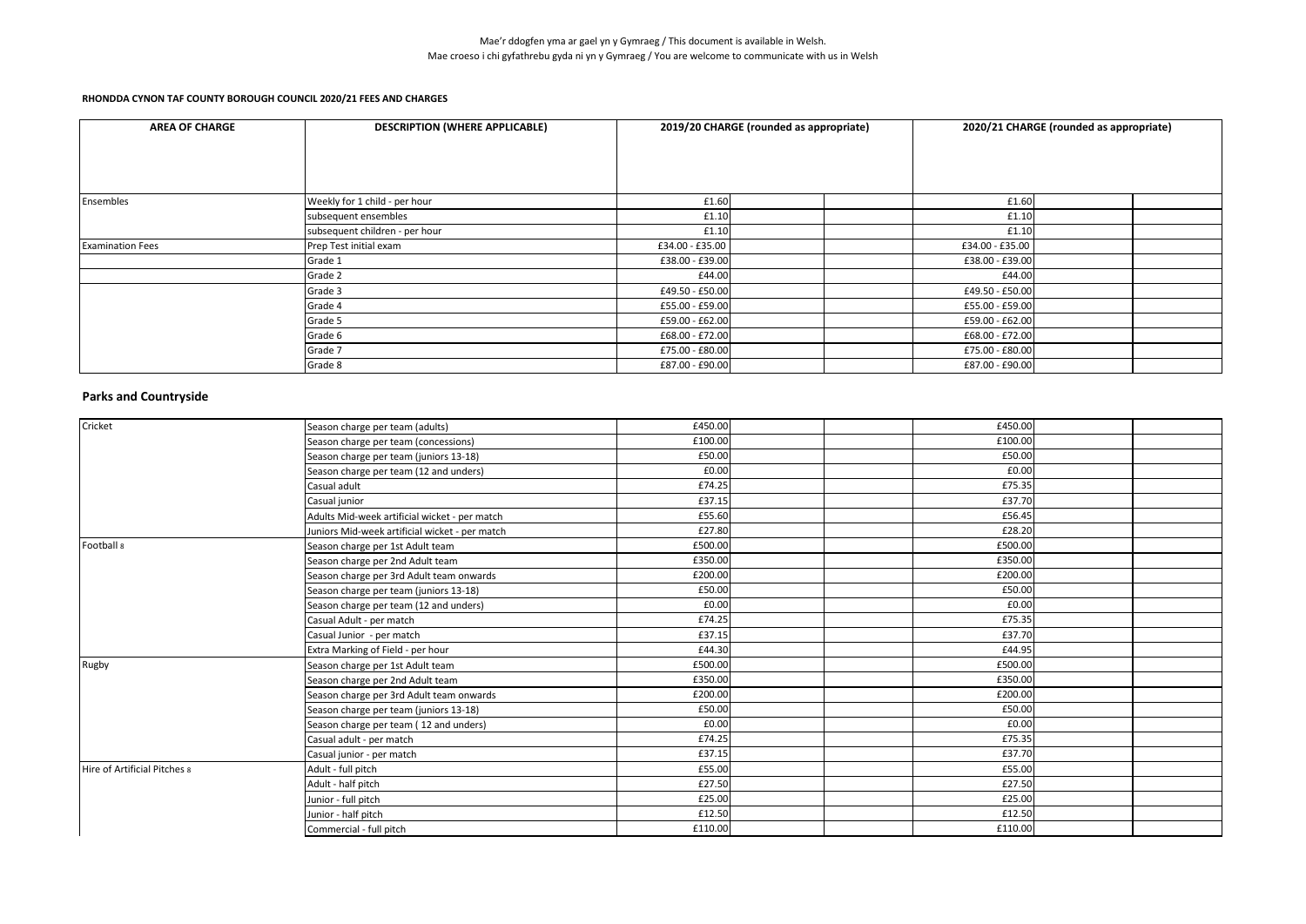Mae'r ddogfen yma ar gael yn y Gymraeg / This document is available in Welsh.
Mae croeso i chi gyfathrebu gyda ni yn y Gymraeg / You are welcome to communicate with us in Welsh

**RHONDDA CYNON TAF COUNTY BOROUGH COUNCIL 2020/21 FEES AND CHARGES**

| AREA OF CHARGE | DESCRIPTION (WHERE APPLICABLE) | 2019/20 CHARGE (rounded as appropriate) | | | 2020/21 CHARGE (rounded as appropriate) | | |
|---|---|---|---|---|---|---|---|
| Ensembles | Weekly for 1 child - per hour | £1.60 | | | £1.60 | | |
| | subsequent ensembles | £1.10 | | | £1.10 | | |
| | subsequent children - per hour | £1.10 | | | £1.10 | | |
| Examination Fees | Prep Test initial exam | £34.00 - £35.00 | | | £34.00 - £35.00 | | |
| | Grade 1 | £38.00 - £39.00 | | | £38.00 - £39.00 | | |
| | Grade 2 | £44.00 | | | £44.00 | | |
| | Grade 3 | £49.50 - £50.00 | | | £49.50 - £50.00 | | |
| | Grade 4 | £55.00 - £59.00 | | | £55.00 - £59.00 | | |
| | Grade 5 | £59.00 - £62.00 | | | £59.00 - £62.00 | | |
| | Grade 6 | £68.00 - £72.00 | | | £68.00 - £72.00 | | |
| | Grade 7 | £75.00 - £80.00 | | | £75.00 - £80.00 | | |
| | Grade 8 | £87.00 - £90.00 | | | £87.00 - £90.00 | | |

## Parks and Countryside

| AREA OF CHARGE | DESCRIPTION (WHERE APPLICABLE) | 2019/20 CHARGE | | | 2020/21 CHARGE | | |
|---|---|---|---|---|---|---|---|
| Cricket | Season charge per team (adults) | £450.00 | | | £450.00 | | |
| | Season charge per team (concessions) | £100.00 | | | £100.00 | | |
| | Season charge per team (juniors 13-18) | £50.00 | | | £50.00 | | |
| | Season charge per team (12 and unders) | £0.00 | | | £0.00 | | |
| | Casual adult | £74.25 | | | £75.35 | | |
| | Casual junior | £37.15 | | | £37.70 | | |
| | Adults Mid-week artificial wicket - per match | £55.60 | | | £56.45 | | |
| | Juniors Mid-week artificial wicket - per match | £27.80 | | | £28.20 | | |
| Football 8 | Season charge per 1st Adult team | £500.00 | | | £500.00 | | |
| | Season charge per 2nd Adult team | £350.00 | | | £350.00 | | |
| | Season charge per 3rd Adult team onwards | £200.00 | | | £200.00 | | |
| | Season charge per team (juniors 13-18) | £50.00 | | | £50.00 | | |
| | Season charge per team (12 and unders) | £0.00 | | | £0.00 | | |
| | Casual Adult - per match | £74.25 | | | £75.35 | | |
| | Casual Junior - per match | £37.15 | | | £37.70 | | |
| | Extra Marking of Field - per hour | £44.30 | | | £44.95 | | |
| Rugby | Season charge per 1st Adult team | £500.00 | | | £500.00 | | |
| | Season charge per 2nd Adult team | £350.00 | | | £350.00 | | |
| | Season charge per 3rd Adult team onwards | £200.00 | | | £200.00 | | |
| | Season charge per team (juniors 13-18) | £50.00 | | | £50.00 | | |
| | Season charge per team ( 12 and unders) | £0.00 | | | £0.00 | | |
| | Casual adult - per match | £74.25 | | | £75.35 | | |
| | Casual junior - per match | £37.15 | | | £37.70 | | |
| Hire of Artificial Pitches 8 | Adult - full pitch | £55.00 | | | £55.00 | | |
| | Adult - half pitch | £27.50 | | | £27.50 | | |
| | Junior - full pitch | £25.00 | | | £25.00 | | |
| | Junior - half pitch | £12.50 | | | £12.50 | | |
| | Commercial - full pitch | £110.00 | | | £110.00 | | |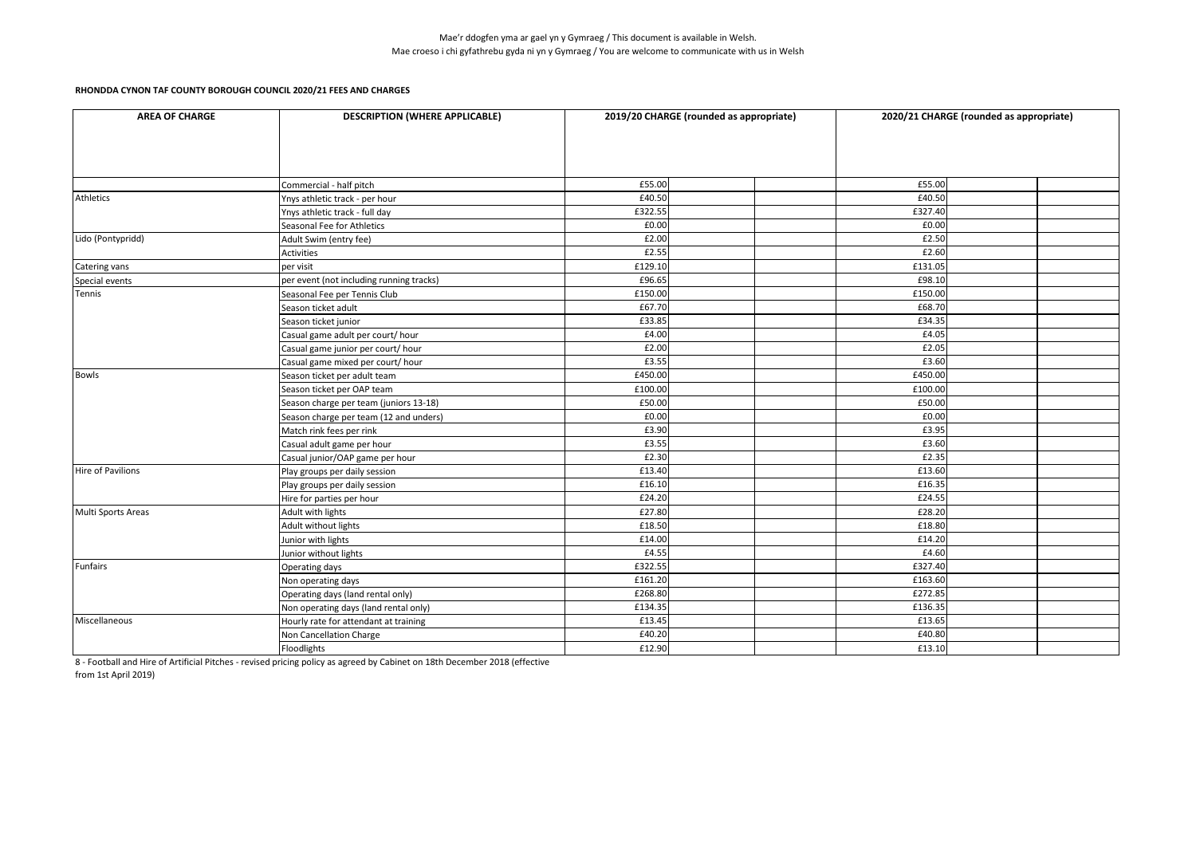Mae'r ddogfen yma ar gael yn y Gymraeg / This document is available in Welsh.
Mae croeso i chi gyfathrebu gyda ni yn y Gymraeg / You are welcome to communicate with us in Welsh

**RHONDDA CYNON TAF COUNTY BOROUGH COUNCIL 2020/21 FEES AND CHARGES**

| AREA OF CHARGE | DESCRIPTION (WHERE APPLICABLE) | 2019/20 CHARGE (rounded as appropriate) | | | 2020/21 CHARGE (rounded as appropriate) | | |
|---|---|---|---|---|---|---|---|
| | Commercial - half pitch | £55.00 | | | £55.00 | | |
| Athletics | Ynys athletic track - per hour | £40.50 | | | £40.50 | | |
| | Ynys athletic track - full day | £322.55 | | | £327.40 | | |
| | Seasonal Fee for Athletics | £0.00 | | | £0.00 | | |
| Lido (Pontypridd) | Adult Swim (entry fee) | £2.00 | | | £2.50 | | |
| | Activities | £2.55 | | | £2.60 | | |
| Catering vans | per visit | £129.10 | | | £131.05 | | |
| Special events | per event (not including running tracks) | £96.65 | | | £98.10 | | |
| Tennis | Seasonal Fee per Tennis Club | £150.00 | | | £150.00 | | |
| | Season ticket adult | £67.70 | | | £68.70 | | |
| | Season ticket junior | £33.85 | | | £34.35 | | |
| | Casual game adult per court/ hour | £4.00 | | | £4.05 | | |
| | Casual game junior per court/ hour | £2.00 | | | £2.05 | | |
| | Casual game mixed per court/ hour | £3.55 | | | £3.60 | | |
| Bowls | Season ticket per adult team | £450.00 | | | £450.00 | | |
| | Season ticket per OAP team | £100.00 | | | £100.00 | | |
| | Season charge per team (juniors 13-18) | £50.00 | | | £50.00 | | |
| | Season charge per team (12 and unders) | £0.00 | | | £0.00 | | |
| | Match rink fees per rink | £3.90 | | | £3.95 | | |
| | Casual adult game per hour | £3.55 | | | £3.60 | | |
| | Casual junior/OAP game per hour | £2.30 | | | £2.35 | | |
| Hire of Pavilions | Play groups per daily session | £13.40 | | | £13.60 | | |
| | Play groups per daily session | £16.10 | | | £16.35 | | |
| | Hire for parties per hour | £24.20 | | | £24.55 | | |
| Multi Sports Areas | Adult with lights | £27.80 | | | £28.20 | | |
| | Adult without lights | £18.50 | | | £18.80 | | |
| | Junior with lights | £14.00 | | | £14.20 | | |
| | Junior without lights | £4.55 | | | £4.60 | | |
| Funfairs | Operating days | £322.55 | | | £327.40 | | |
| | Non operating days | £161.20 | | | £163.60 | | |
| | Operating days (land rental only) | £268.80 | | | £272.85 | | |
| | Non operating days (land rental only) | £134.35 | | | £136.35 | | |
| Miscellaneous | Hourly rate for attendant at training | £13.45 | | | £13.65 | | |
| | Non Cancellation Charge | £40.20 | | | £40.80 | | |
| | Floodlights | £12.90 | | | £13.10 | | |

8 - Football and Hire of Artificial Pitches - revised pricing policy as agreed by Cabinet on 18th December 2018 (effective from 1st April 2019)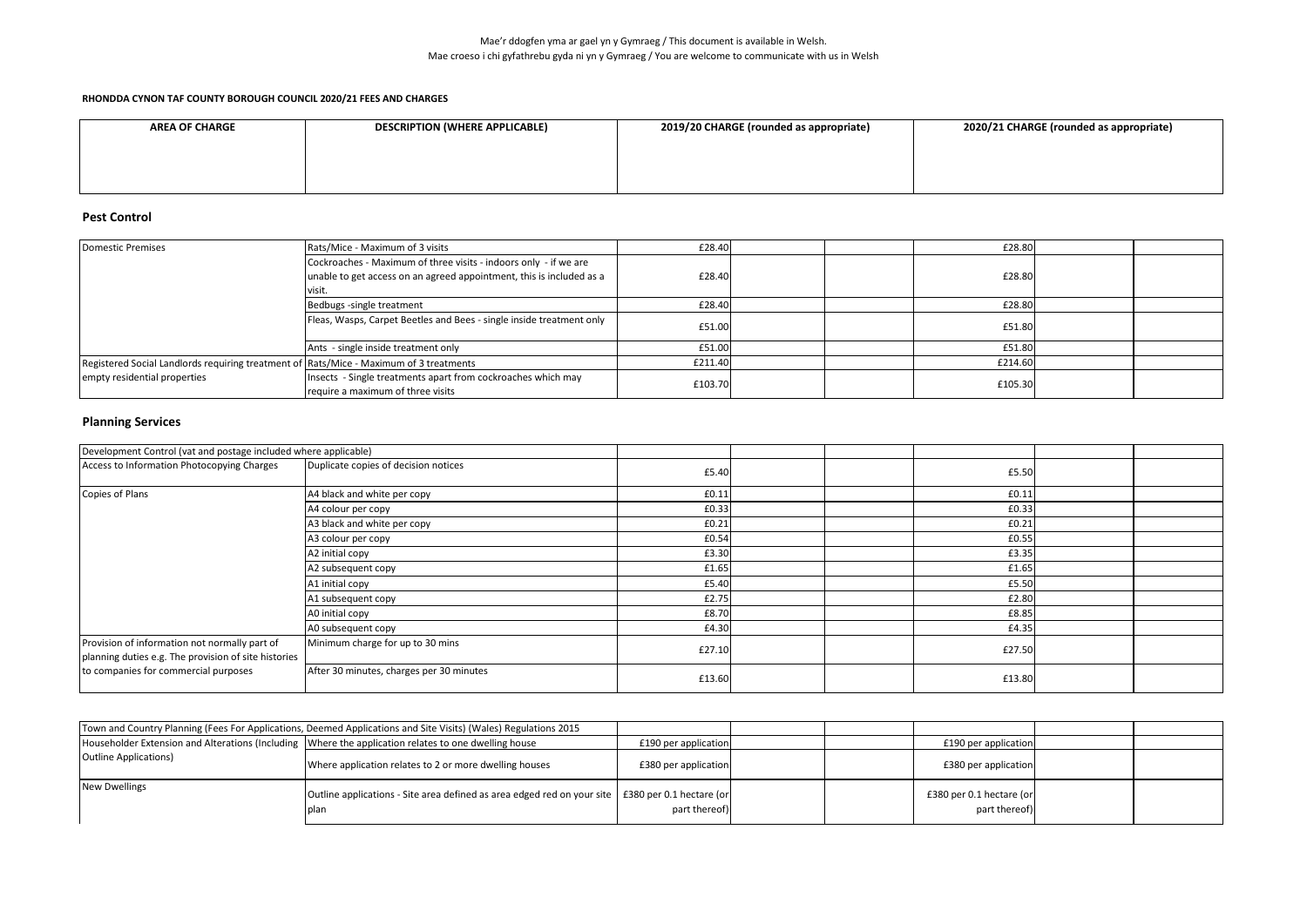Mae'r ddogfen yma ar gael yn y Gymraeg / This document is available in Welsh.
Mae croeso i chi gyfathrebu gyda ni yn y Gymraeg / You are welcome to communicate with us in Welsh

**RHONDDA CYNON TAF COUNTY BOROUGH COUNCIL 2020/21 FEES AND CHARGES**

## Pest Control

| AREA OF CHARGE | DESCRIPTION (WHERE APPLICABLE) | 2019/20 CHARGE (rounded as appropriate) | 2020/21 CHARGE (rounded as appropriate) |
|---|---|---|---|
| Domestic Premises | Rats/Mice - Maximum of 3 visits | £28.40 | £28.80 |
| | Cockroaches - Maximum of three visits - indoors only - if we are unable to get access on an agreed appointment, this is included as a visit. | £28.40 | £28.80 |
| | Bedbugs -single treatment | £28.40 | £28.80 |
| | Fleas, Wasps, Carpet Beetles and Bees - single inside treatment only | £51.00 | £51.80 |
| | Ants - single inside treatment only | £51.00 | £51.80 |
| Registered Social Landlords requiring treatment of empty residential properties | Rats/Mice - Maximum of 3 treatments | £211.40 | £214.60 |
| | Insects - Single treatments apart from cockroaches which may require a maximum of three visits | £103.70 | £105.30 |

## Planning Services

| AREA OF CHARGE | DESCRIPTION (WHERE APPLICABLE) | 2019/20 CHARGE (rounded as appropriate) | 2020/21 CHARGE (rounded as appropriate) |
|---|---|---|---|
| Development Control (vat and postage included where applicable) | | | |
| Access to Information Photocopying Charges | Duplicate copies of decision notices | £5.40 | £5.50 |
| Copies of Plans | A4 black and white per copy | £0.11 | £0.11 |
| | A4 colour per copy | £0.33 | £0.33 |
| | A3 black and white per copy | £0.21 | £0.21 |
| | A3 colour per copy | £0.54 | £0.55 |
| | A2 initial copy | £3.30 | £3.35 |
| | A2 subsequent copy | £1.65 | £1.65 |
| | A1 initial copy | £5.40 | £5.50 |
| | A1 subsequent copy | £2.75 | £2.80 |
| | A0 initial copy | £8.70 | £8.85 |
| | A0 subsequent copy | £4.30 | £4.35 |
| Provision of information not normally part of planning duties e.g. The provision of site histories to companies for commercial purposes | Minimum charge for up to 30 mins | £27.10 | £27.50 |
| | After 30 minutes, charges per 30 minutes | £13.60 | £13.80 |

| AREA OF CHARGE | DESCRIPTION (WHERE APPLICABLE) | 2019/20 CHARGE (rounded as appropriate) | 2020/21 CHARGE (rounded as appropriate) |
|---|---|---|---|
| Town and Country Planning (Fees For Applications, Deemed Applications and Site Visits) (Wales) Regulations 2015 | | | |
| Householder Extension and Alterations (Including Outline Applications) | Where the application relates to one dwelling house | £190 per application | £190 per application |
| | Where application relates to 2 or more dwelling houses | £380 per application | £380 per application |
| New Dwellings | Outline applications - Site area defined as area edged red on your site plan | £380 per 0.1 hectare (or part thereof) | £380 per 0.1 hectare (or part thereof) |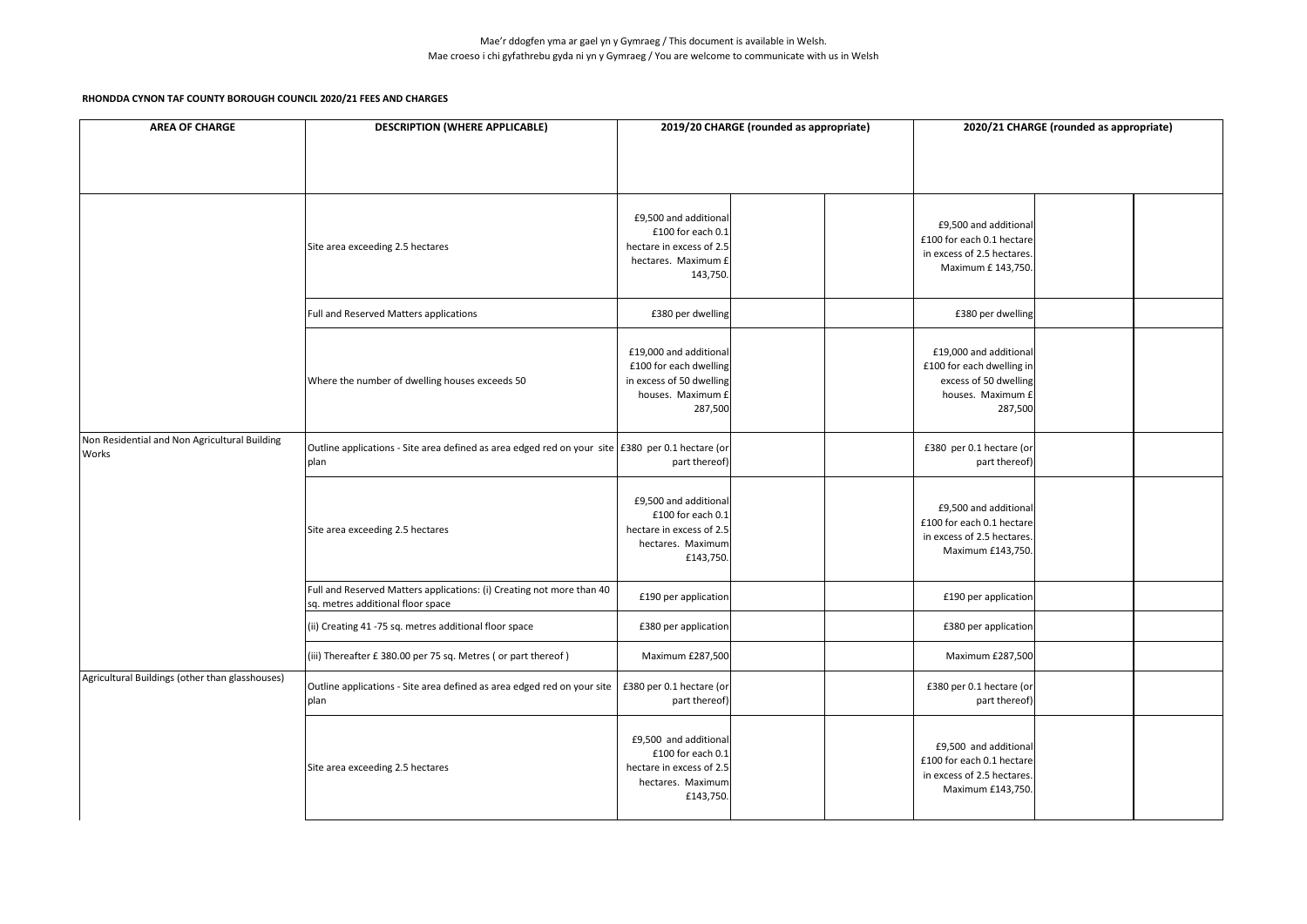Mae'r ddogfen yma ar gael yn y Gymraeg / This document is available in Welsh.
Mae croeso i chi gyfathrebu gyda ni yn y Gymraeg / You are welcome to communicate with us in Welsh

**RHONDDA CYNON TAF COUNTY BOROUGH COUNCIL 2020/21 FEES AND CHARGES**

| AREA OF CHARGE | DESCRIPTION (WHERE APPLICABLE) | 2019/20 CHARGE (rounded as appropriate) | | | 2020/21 CHARGE (rounded as appropriate) | | |
|---|---|---|---|---|---|---|---|
| | Site area exceeding 2.5 hectares | £9,500 and additional £100 for each 0.1 hectare in excess of 2.5 hectares. Maximum £ 143,750. | | | £9,500 and additional £100 for each 0.1 hectare in excess of 2.5 hectares. Maximum £ 143,750. | | |
| | Full and Reserved Matters applications | £380 per dwelling | | | £380 per dwelling | | |
| | Where the number of dwelling houses exceeds 50 | £19,000 and additional £100 for each dwelling in excess of 50 dwelling houses. Maximum £ 287,500 | | | £19,000 and additional £100 for each dwelling in excess of 50 dwelling houses. Maximum £ 287,500 | | |
| Non Residential and Non Agricultural Building Works | Outline applications - Site area defined as area edged red on your site plan | £380 per 0.1 hectare (or part thereof) | | | £380 per 0.1 hectare (or part thereof) | | |
| | Site area exceeding 2.5 hectares | £9,500 and additional £100 for each 0.1 hectare in excess of 2.5 hectares. Maximum £143,750. | | | £9,500 and additional £100 for each 0.1 hectare in excess of 2.5 hectares. Maximum £143,750. | | |
| | Full and Reserved Matters applications: (i) Creating not more than 40 sq. metres additional floor space | £190 per application | | | £190 per application | | |
| | (ii) Creating 41 -75 sq. metres additional floor space | £380 per application | | | £380 per application | | |
| | (iii) Thereafter £ 380.00 per 75 sq. Metres ( or part thereof ) | Maximum £287,500 | | | Maximum £287,500 | | |
| Agricultural Buildings (other than glasshouses) | Outline applications - Site area defined as area edged red on your site plan | £380 per 0.1 hectare (or part thereof) | | | £380 per 0.1 hectare (or part thereof) | | |
| | Site area exceeding 2.5 hectares | £9,500 and additional £100 for each 0.1 hectare in excess of 2.5 hectares. Maximum £143,750. | | | £9,500 and additional £100 for each 0.1 hectare in excess of 2.5 hectares. Maximum £143,750. | | |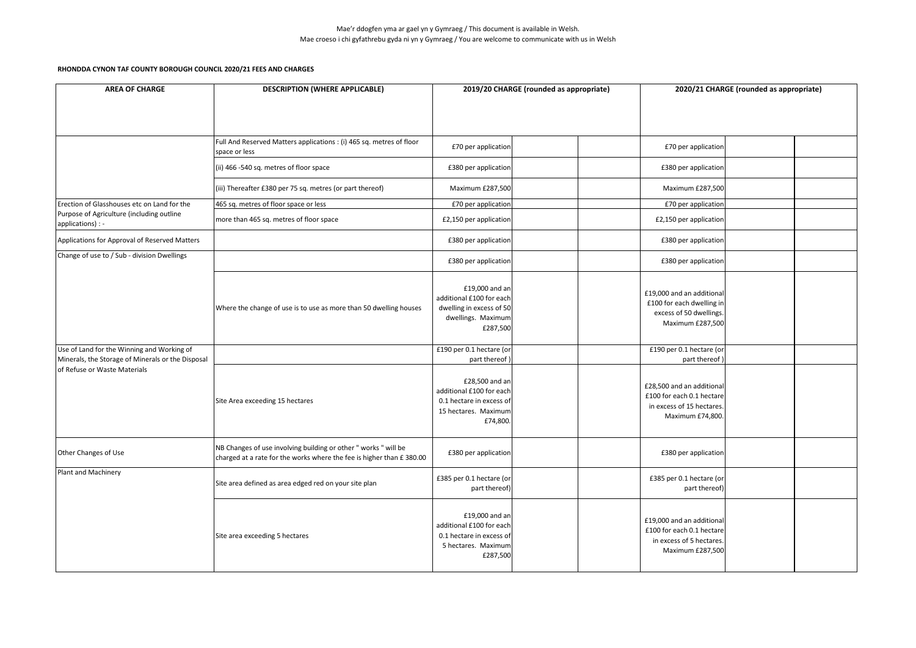Mae'r ddogfen yma ar gael yn y Gymraeg / This document is available in Welsh.
Mae croeso i chi gyfathrebu gyda ni yn y Gymraeg / You are welcome to communicate with us in Welsh

**RHONDDA CYNON TAF COUNTY BOROUGH COUNCIL 2020/21 FEES AND CHARGES**

| AREA OF CHARGE | DESCRIPTION (WHERE APPLICABLE) | 2019/20 CHARGE (rounded as appropriate) | | | 2020/21 CHARGE (rounded as appropriate) | | |
|---|---|---|---|---|---|---|---|
| | Full And Reserved Matters applications : (i) 465 sq. metres of floor space or less | £70 per application | | | £70 per application | | |
| | (ii) 466 -540 sq. metres of floor space | £380 per application | | | £380 per application | | |
| | (iii) Thereafter £380 per 75 sq. metres (or part thereof) | Maximum £287,500 | | | Maximum £287,500 | | |
| Erection of Glasshouses etc on Land for the Purpose of Agriculture (including outline applications) : - | 465 sq. metres of floor space or less | £70 per application | | | £70 per application | | |
| | more than 465 sq. metres of floor space | £2,150 per application | | | £2,150 per application | | |
| Applications for Approval of Reserved Matters | | £380 per application | | | £380 per application | | |
| Change of use to / Sub - division Dwellings | | £380 per application | | | £380 per application | | |
| | Where the change of use is to use as more than 50 dwelling houses | £19,000 and an additional £100 for each dwelling in excess of 50 dwellings. Maximum £287,500 | | | £19,000 and an additional £100 for each dwelling in excess of 50 dwellings. Maximum £287,500 | | |
| Use of Land for the Winning and Working of Minerals, the Storage of Minerals or the Disposal of Refuse or Waste Materials | | £190 per 0.1 hectare (or part thereof ) | | | £190 per 0.1 hectare (or part thereof ) | | |
| | Site Area exceeding 15 hectares | £28,500 and an additional £100 for each 0.1 hectare in excess of 15 hectares. Maximum £74,800. | | | £28,500 and an additional £100 for each 0.1 hectare in excess of 15 hectares. Maximum £74,800. | | |
| Other Changes of Use | NB Changes of use involving building or other " works " will be charged at a rate for the works where the fee is higher than £ 380.00 | £380 per application | | | £380 per application | | |
| Plant and Machinery | Site area defined as area edged red on your site plan | £385 per 0.1 hectare (or part thereof) | | | £385 per 0.1 hectare (or part thereof) | | |
| | Site area exceeding 5 hectares | £19,000 and an additional £100 for each 0.1 hectare in excess of 5 hectares. Maximum £287,500 | | | £19,000 and an additional £100 for each 0.1 hectare in excess of 5 hectares. Maximum £287,500 | | |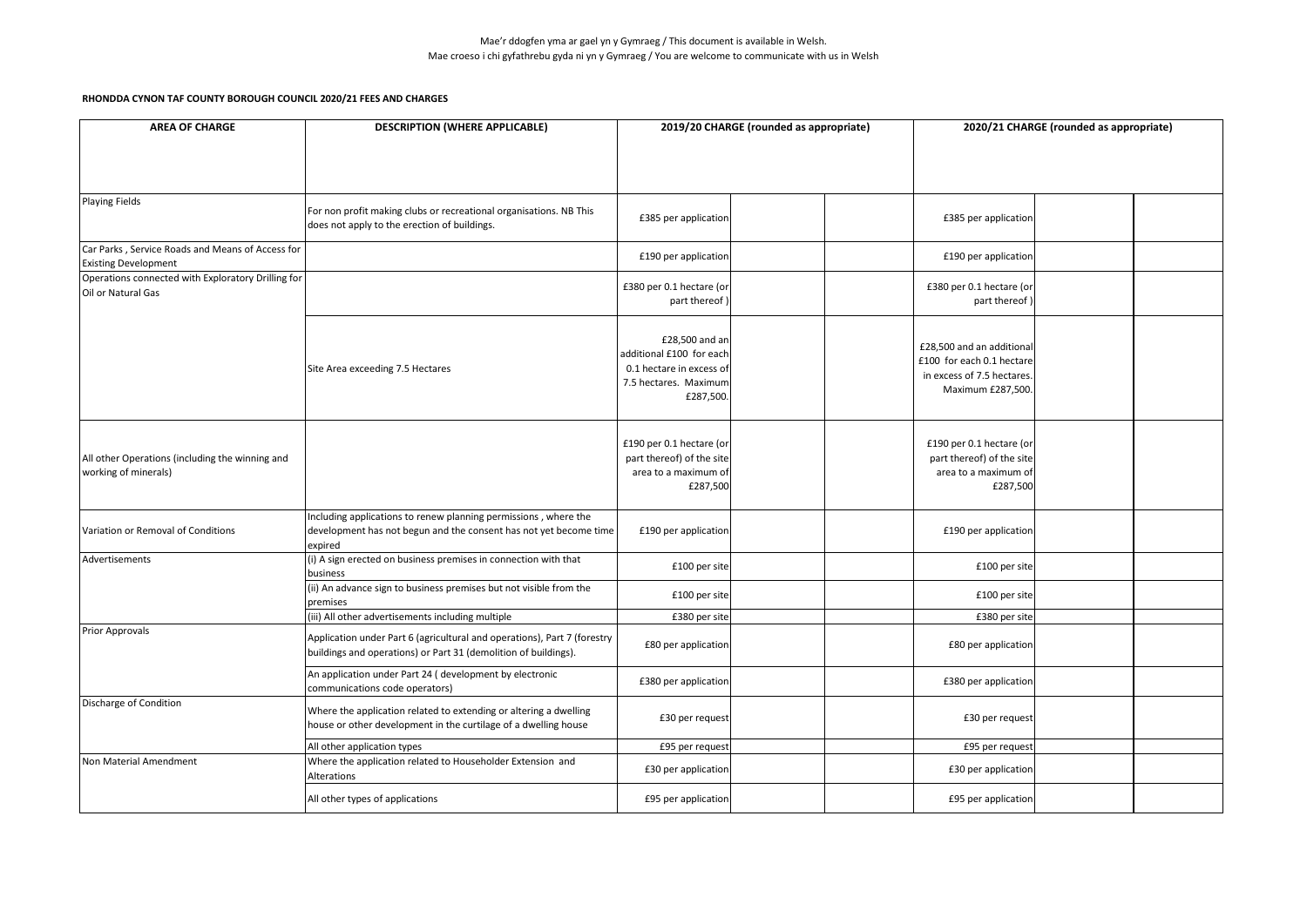Mae'r ddogfen yma ar gael yn y Gymraeg / This document is available in Welsh.
Mae croeso i chi gyfathrebu gyda ni yn y Gymraeg / You are welcome to communicate with us in Welsh

**RHONDDA CYNON TAF COUNTY BOROUGH COUNCIL 2020/21 FEES AND CHARGES**

| AREA OF CHARGE | DESCRIPTION (WHERE APPLICABLE) | 2019/20 CHARGE (rounded as appropriate) | | | 2020/21 CHARGE (rounded as appropriate) | | |
|---|---|---|---|---|---|---|---|
| Playing Fields | For non profit making clubs or recreational organisations. NB This does not apply to the erection of buildings. | £385 per application | | | £385 per application | | |
| Car Parks , Service Roads and Means of Access for Existing Development | | £190 per application | | | £190 per application | | |
| Operations connected with Exploratory Drilling for Oil or Natural Gas | | £380 per 0.1 hectare (or part thereof ) | | | £380 per 0.1 hectare (or part thereof ) | | |
| | Site Area exceeding 7.5 Hectares | £28,500 and an additional £100 for each 0.1 hectare in excess of 7.5 hectares. Maximum £287,500. | | | £28,500 and an additional £100 for each 0.1 hectare in excess of 7.5 hectares. Maximum £287,500. | | |
| All other Operations (including the winning and working of minerals) | | £190 per 0.1 hectare (or part thereof) of the site area to a maximum of £287,500 | | | £190 per 0.1 hectare (or part thereof) of the site area to a maximum of £287,500 | | |
| Variation or Removal of Conditions | Including applications to renew planning permissions , where the development has not begun and the consent has not yet become time expired | £190 per application | | | £190 per application | | |
| Advertisements | (i) A sign erected on business premises in connection with that business | £100 per site | | | £100 per site | | |
| | (ii) An advance sign to business premises but not visible from the premises | £100 per site | | | £100 per site | | |
| | (iii) All other advertisements including multiple | £380 per site | | | £380 per site | | |
| Prior Approvals | Application under Part 6 (agricultural and operations), Part 7 (forestry buildings and operations) or Part 31 (demolition of buildings). | £80 per application | | | £80 per application | | |
| | An application under Part 24 ( development by electronic communications code operators) | £380 per application | | | £380 per application | | |
| Discharge of Condition | Where the application related to extending or altering a dwelling house or other development in the curtilage of a dwelling house | £30 per request | | | £30 per request | | |
| | All other application types | £95 per request | | | £95 per request | | |
| Non Material Amendment | Where the application related to Householder Extension and Alterations | £30 per application | | | £30 per application | | |
| | All other types of applications | £95 per application | | | £95 per application | | |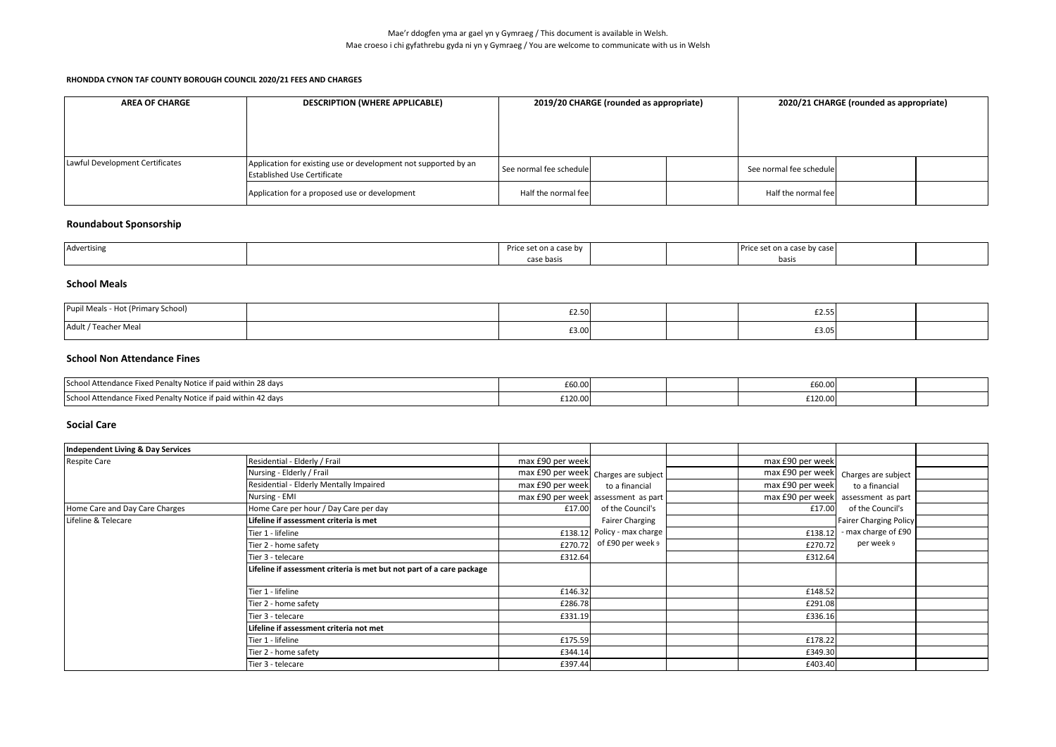Mae'r ddogfen yma ar gael yn y Gymraeg / This document is available in Welsh.
Mae croeso i chi gyfathrebu gyda ni yn y Gymraeg / You are welcome to communicate with us in Welsh

**RHONDDA CYNON TAF COUNTY BOROUGH COUNCIL 2020/21 FEES AND CHARGES**

| AREA OF CHARGE | DESCRIPTION (WHERE APPLICABLE) | 2019/20 CHARGE (rounded as appropriate) | | | 2020/21 CHARGE (rounded as appropriate) | | |
|---|---|---|---|---|---|---|---|
| Lawful Development Certificates | Application for existing use or development not supported by an Established Use Certificate | See normal fee schedule | | | See normal fee schedule | | |
| | Application for a proposed use or development | Half the normal fee | | | Half the normal fee | | |

## Roundabout Sponsorship

| | | | | | | | |
|---|---|---|---|---|---|---|---|
| Advertising | | Price set on a case by case basis | | | Price set on a case by case basis | | |

## School Meals

| | | | | | | | |
|---|---|---|---|---|---|---|---|
| Pupil Meals - Hot (Primary School) | | £2.50 | | | £2.55 | | |
| Adult / Teacher Meal | | £3.00 | | | £3.05 | | |

## School Non Attendance Fines

| | | | | | | | |
|---|---|---|---|---|---|---|---|
| School Attendance Fixed Penalty Notice if paid within 28 days | | £60.00 | | | £60.00 | | |
| School Attendance Fixed Penalty Notice if paid within 42 days | | £120.00 | | | £120.00 | | |

## Social Care

| | | | | | | | |
|---|---|---|---|---|---|---|---|
| **Independent Living & Day Services** | | | | | | | |
| Respite Care | Residential - Elderly / Frail | max £90 per week | Charges are subject to a financial assessment as part of the Council's Fairer Charging Policy - max charge of £90 per week 9 | | max £90 per week | Charges are subject to a financial assessment as part of the Council's Fairer Charging Policy - max charge of £90 per week 9 | |
| | Nursing - Elderly / Frail | max £90 per week | | | max £90 per week | | |
| | Residential - Elderly Mentally Impaired | max £90 per week | | | max £90 per week | | |
| | Nursing - EMI | max £90 per week | | | max £90 per week | | |
| Home Care and Day Care Charges | Home Care per hour / Day Care per day | £17.00 | | | £17.00 | | |
| Lifeline & Telecare | **Lifeline if assessment criteria is met** | | | | | | |
| | Tier 1 - lifeline | £138.12 | | | £138.12 | | |
| | Tier 2 - home safety | £270.72 | | | £270.72 | | |
| | Tier 3 - telecare | £312.64 | | | £312.64 | | |
| | **Lifeline if assessment criteria is met but not part of a care package** | | | | | | |
| | Tier 1 - lifeline | £146.32 | | | £148.52 | | |
| | Tier 2 - home safety | £286.78 | | | £291.08 | | |
| | Tier 3 - telecare | £331.19 | | | £336.16 | | |
| | **Lifeline if assessment criteria not met** | | | | | | |
| | Tier 1 - lifeline | £175.59 | | | £178.22 | | |
| | Tier 2 - home safety | £344.14 | | | £349.30 | | |
| | Tier 3 - telecare | £397.44 | | | £403.40 | | |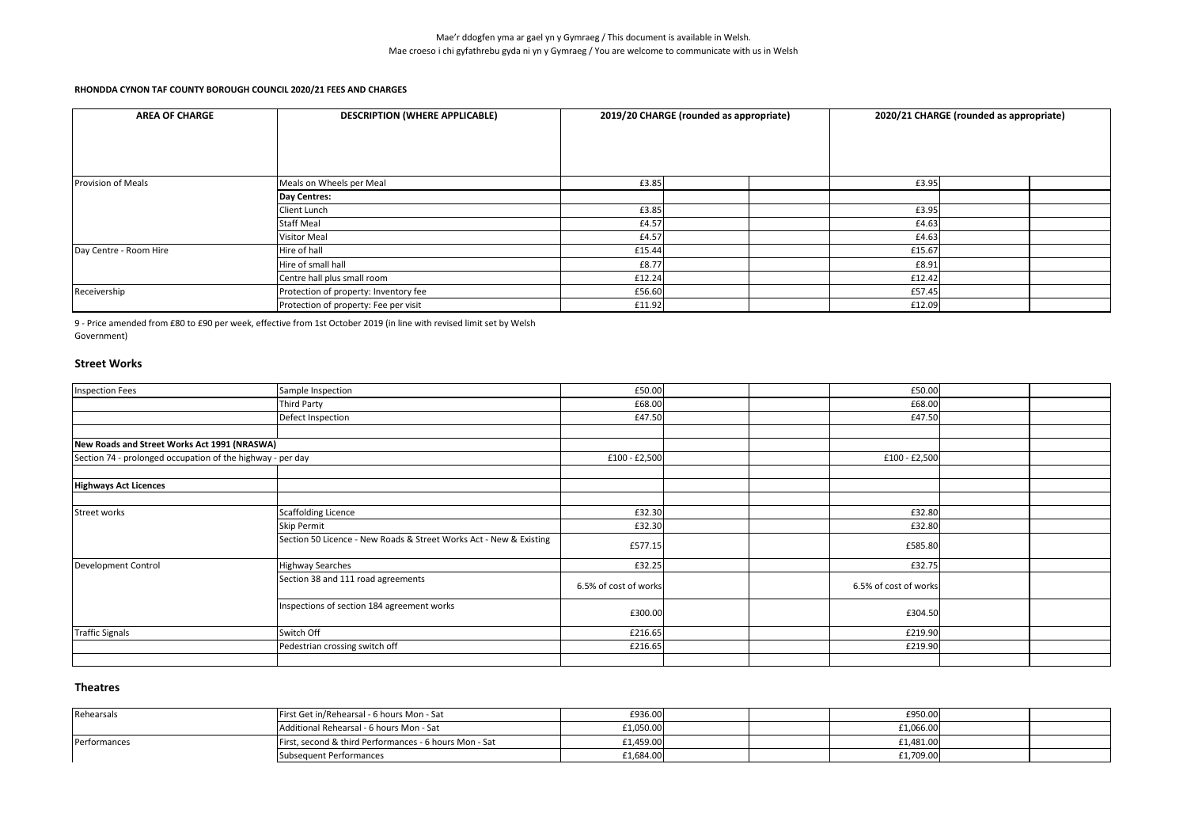Mae'r ddogfen yma ar gael yn y Gymraeg / This document is available in Welsh.
Mae croeso i chi gyfathrebu gyda ni yn y Gymraeg / You are welcome to communicate with us in Welsh

**RHONDDA CYNON TAF COUNTY BOROUGH COUNCIL 2020/21 FEES AND CHARGES**

| AREA OF CHARGE | DESCRIPTION (WHERE APPLICABLE) | 2019/20 CHARGE (rounded as appropriate) | | | 2020/21 CHARGE (rounded as appropriate) | | |
|---|---|---|---|---|---|---|---|
| Provision of Meals | Meals on Wheels per Meal | £3.85 | | | £3.95 | | |
| | **Day Centres:** | | | | | | |
| | Client Lunch | £3.85 | | | £3.95 | | |
| | Staff Meal | £4.57 | | | £4.63 | | |
| | Visitor Meal | £4.57 | | | £4.63 | | |
| Day Centre - Room Hire | Hire of hall | £15.44 | | | £15.67 | | |
| | Hire of small hall | £8.77 | | | £8.91 | | |
| | Centre hall plus small room | £12.24 | | | £12.42 | | |
| Receivership | Protection of property: Inventory fee | £56.60 | | | £57.45 | | |
| | Protection of property: Fee per visit | £11.92 | | | £12.09 | | |

9 - Price amended from £80 to £90 per week, effective from 1st October 2019 (in line with revised limit set by Welsh Government)

## Street Works

| | | | | | | | |
|---|---|---|---|---|---|---|---|
| Inspection Fees | Sample Inspection | £50.00 | | | £50.00 | | |
| | Third Party | £68.00 | | | £68.00 | | |
| | Defect Inspection | £47.50 | | | £47.50 | | |
| | | | | | | | |
| **New Roads and Street Works Act 1991 (NRASWA)** | | | | | | | |
| Section 74 - prolonged occupation of the highway - per day | | £100 - £2,500 | | | £100 - £2,500 | | |
| | | | | | | | |
| **Highways Act Licences** | | | | | | | |
| | | | | | | | |
| Street works | Scaffolding Licence | £32.30 | | | £32.80 | | |
| | Skip Permit | £32.30 | | | £32.80 | | |
| | Section 50 Licence - New Roads & Street Works Act - New & Existing | £577.15 | | | £585.80 | | |
| Development Control | Highway Searches | £32.25 | | | £32.75 | | |
| | Section 38 and 111 road agreements | 6.5% of cost of works | | | 6.5% of cost of works | | |
| | Inspections of section 184 agreement works | £300.00 | | | £304.50 | | |
| Traffic Signals | Switch Off | £216.65 | | | £219.90 | | |
| | Pedestrian crossing switch off | £216.65 | | | £219.90 | | |
| | | | | | | | |

## Theatres

| | | | | | | | |
|---|---|---|---|---|---|---|---|
| Rehearsals | First Get in/Rehearsal - 6 hours Mon - Sat | £936.00 | | | £950.00 | | |
| | Additional Rehearsal - 6 hours Mon - Sat | £1,050.00 | | | £1,066.00 | | |
| Performances | First, second & third Performances - 6 hours Mon - Sat | £1,459.00 | | | £1,481.00 | | |
| | Subsequent Performances | £1,684.00 | | | £1,709.00 | | |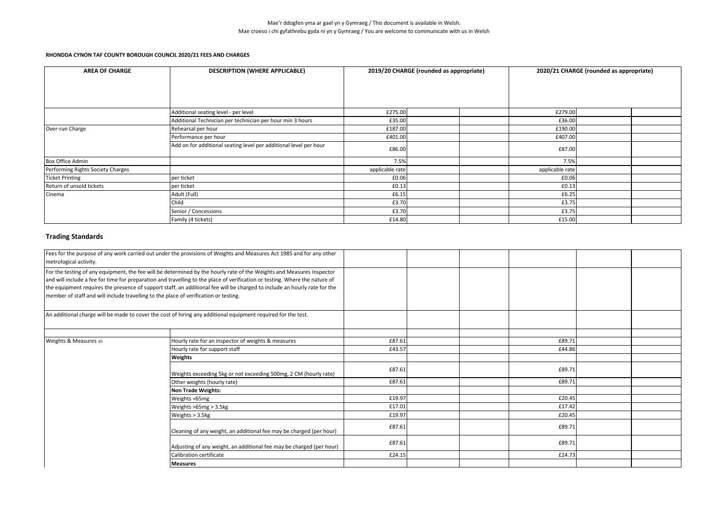Mae'r ddogfen yma ar gael yn y Gymraeg / This document is available in Welsh.
Mae croeso i chi gyfathrebu gyda ni yn y Gymraeg / You are welcome to communicate with us in Welsh

**RHONDDA CYNON TAF COUNTY BOROUGH COUNCIL 2020/21 FEES AND CHARGES**

| AREA OF CHARGE | DESCRIPTION (WHERE APPLICABLE) | 2019/20 CHARGE (rounded as appropriate) | | | 2020/21 CHARGE (rounded as appropriate) | | |
|---|---|---|---|---|---|---|---|
| | Additional seating level - per level | £275.00 | | | £279.00 | | |
| | Additional Technician per technician per hour min 3 hours | £35.00 | | | £36.00 | | |
| Over-run Charge | Rehearsal per hour | £187.00 | | | £190.00 | | |
| | Performance per hour | £401.00 | | | £407.00 | | |
| | Add on for additional seating level per additional level per hour | £86.00 | | | £87.00 | | |
| Box Office Admin | | 7.5% | | | 7.5% | | |
| Performing Rights Society Charges | | applicable rate | | | applicable rate | | |
| Ticket Printing | per ticket | £0.06 | | | £0.06 | | |
| Return of unsold tickets | per ticket | £0.13 | | | £0.13 | | |
| Cinema | Adult (Full) | £6.15 | | | £6.25 | | |
| | Child | £3.70 | | | £3.75 | | |
| | Senior / Concessions | £3.70 | | | £3.75 | | |
| | Family (4 tickets) | £14.80 | | | £15.00 | | |

## Trading Standards

| | | | | | | | |
|---|---|---|---|---|---|---|---|
| Fees for the purpose of any work carried out under the provisions of Weights and Measures Act 1985 and for any other metrological activity. | | | | | | | |
| For the testing of any equipment, the fee will be determined by the hourly rate of the Weights and Measures Inspector and will include a fee for time for preparation and travelling to the place of verification or testing. Where the nature of the equipment requires the presence of support staff, an additional fee will be charged to include an hourly rate for the member of staff and will include travelling to the place of verification or testing. | | | | | | | |
| An additional charge will be made to cover the cost of hiring any additional equipment required for the test. | | | | | | | |
| | | | | | | | |
| Weights & Measures 10 | Hourly rate for an inspector of weights & measures | £87.61 | | | £89.71 | | |
| | Hourly rate for support staff | £43.57 | | | £44.86 | | |
| | **Weights** | | | | | | |
| | Weights exceeding 5kg or not exceeding 500mg, 2 CM (hourly rate) | £87.61 | | | £89.71 | | |
| | Other weights (hourly rate) | £87.61 | | | £89.71 | | |
| | **Non Trade Weights:** | | | | | | |
| | Weights <65mg | £19.97 | | | £20.45 | | |
| | Weights >65mg > 3.5kg | £17.01 | | | £17.42 | | |
| | Weights > 3.5kg | £19.97 | | | £20.45 | | |
| | Cleaning of any weight, an additional fee may be charged (per hour) | £87.61 | | | £89.71 | | |
| | Adjusting of any weight, an additional fee may be charged (per hour) | £87.61 | | | £89.71 | | |
| | Calibration certificate | £24.15 | | | £24.73 | | |
| | **Measures** | | | | | | |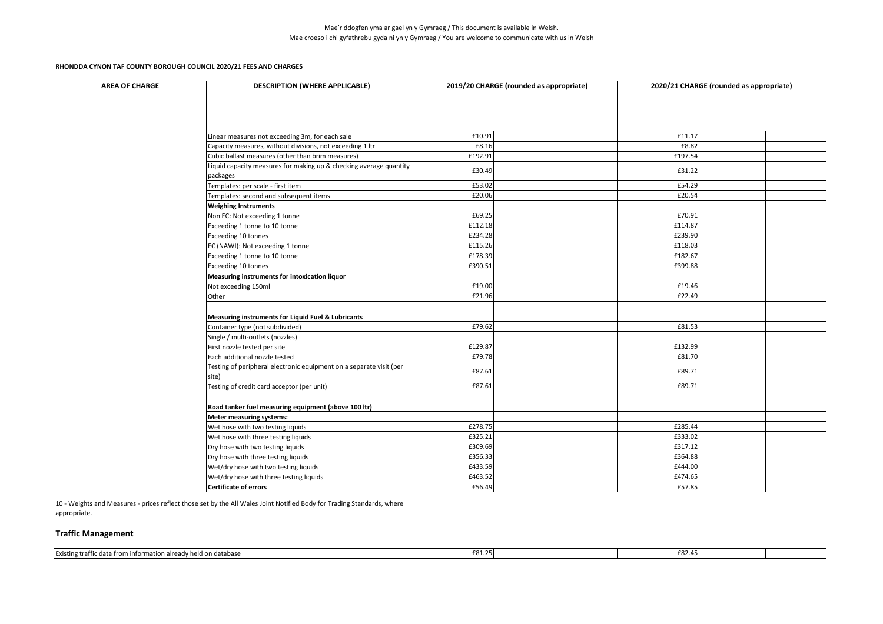Mae'r ddogfen yma ar gael yn y Gymraeg / This document is available in Welsh.
Mae croeso i chi gyfathrebu gyda ni yn y Gymraeg / You are welcome to communicate with us in Welsh

**RHONDDA CYNON TAF COUNTY BOROUGH COUNCIL 2020/21 FEES AND CHARGES**

| AREA OF CHARGE | DESCRIPTION (WHERE APPLICABLE) | 2019/20 CHARGE (rounded as appropriate) | | | 2020/21 CHARGE (rounded as appropriate) | | |
|---|---|---|---|---|---|---|---|
| | Linear measures not exceeding 3m, for each sale | £10.91 | | | £11.17 | | |
| | Capacity measures, without divisions, not exceeding 1 ltr | £8.16 | | | £8.82 | | |
| | Cubic ballast measures (other than brim measures) | £192.91 | | | £197.54 | | |
| | Liquid capacity measures for making up & checking average quantity packages | £30.49 | | | £31.22 | | |
| | Templates: per scale - first item | £53.02 | | | £54.29 | | |
| | Templates: second and subsequent items | £20.06 | | | £20.54 | | |
| | **Weighing Instruments** | | | | | | |
| | Non EC: Not exceeding 1 tonne | £69.25 | | | £70.91 | | |
| | Exceeding 1 tonne to 10 tonne | £112.18 | | | £114.87 | | |
| | Exceeding 10 tonnes | £234.28 | | | £239.90 | | |
| | EC (NAWI): Not exceeding 1 tonne | £115.26 | | | £118.03 | | |
| | Exceeding 1 tonne to 10 tonne | £178.39 | | | £182.67 | | |
| | Exceeding 10 tonnes | £390.51 | | | £399.88 | | |
| | **Measuring instruments for intoxication liquor** | | | | | | |
| | Not exceeding 150ml | £19.00 | | | £19.46 | | |
| | Other | £21.96 | | | £22.49 | | |
| | **Measuring instruments for Liquid Fuel & Lubricants** | | | | | | |
| | Container type (not subdivided) | £79.62 | | | £81.53 | | |
| | Single / multi-outlets (nozzles) | | | | | | |
| | First nozzle tested per site | £129.87 | | | £132.99 | | |
| | Each additional nozzle tested | £79.78 | | | £81.70 | | |
| | Testing of peripheral electronic equipment on a separate visit (per site) | £87.61 | | | £89.71 | | |
| | Testing of credit card acceptor (per unit) | £87.61 | | | £89.71 | | |
| | **Road tanker fuel measuring equipment (above 100 ltr)** | | | | | | |
| | **Meter measuring systems:** | | | | | | |
| | Wet hose with two testing liquids | £278.75 | | | £285.44 | | |
| | Wet hose with three testing liquids | £325.21 | | | £333.02 | | |
| | Dry hose with two testing liquids | £309.69 | | | £317.12 | | |
| | Dry hose with three testing liquids | £356.33 | | | £364.88 | | |
| | Wet/dry hose with two testing liquids | £433.59 | | | £444.00 | | |
| | Wet/dry hose with three testing liquids | £463.52 | | | £474.65 | | |
| | **Certificate of errors** | £56.49 | | | £57.85 | | |

10 - Weights and Measures - prices reflect those set by the All Wales Joint Notified Body for Trading Standards, where appropriate.

## Traffic Management

| | | | | | | |
|---|---|---|---|---|---|---|
| Existing traffic data from information already held on database | £81.25 | | | £82.45 | | |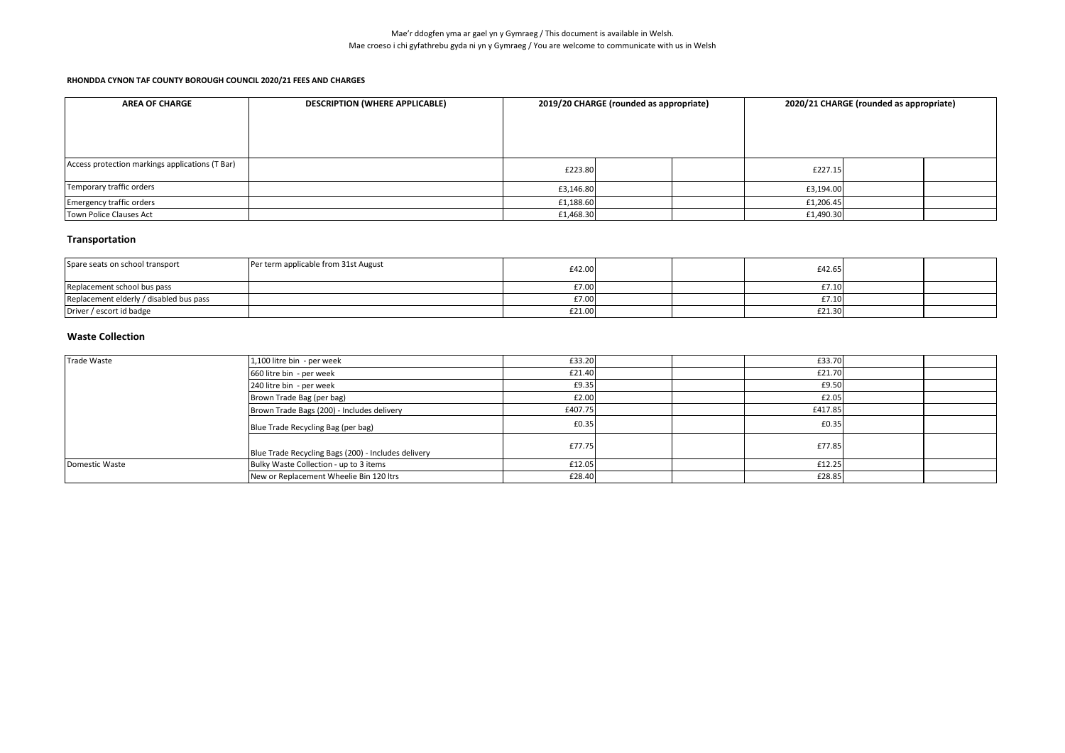Mae'r ddogfen yma ar gael yn y Gymraeg / This document is available in Welsh.
Mae croeso i chi gyfathrebu gyda ni yn y Gymraeg / You are welcome to communicate with us in Welsh

**RHONDDA CYNON TAF COUNTY BOROUGH COUNCIL 2020/21 FEES AND CHARGES**

| AREA OF CHARGE | DESCRIPTION (WHERE APPLICABLE) | 2019/20 CHARGE (rounded as appropriate) | | 2020/21 CHARGE (rounded as appropriate) | |
|---|---|---|---|---|---|
| Access protection markings applications (T Bar) | | £223.80 | | £227.15 | |
| Temporary traffic orders | | £3,146.80 | | £3,194.00 | |
| Emergency traffic orders | | £1,188.60 | | £1,206.45 | |
| Town Police Clauses Act | | £1,468.30 | | £1,490.30 | |

## Transportation

| | | | | | |
|---|---|---|---|---|---|
| Spare seats on school transport | Per term applicable from 31st August | £42.00 | | £42.65 | |
| Replacement school bus pass | | £7.00 | | £7.10 | |
| Replacement elderly / disabled bus pass | | £7.00 | | £7.10 | |
| Driver / escort id badge | | £21.00 | | £21.30 | |

## Waste Collection

| | | | | | |
|---|---|---|---|---|---|
| Trade Waste | 1,100 litre bin - per week | £33.20 | | £33.70 | |
| | 660 litre bin - per week | £21.40 | | £21.70 | |
| | 240 litre bin - per week | £9.35 | | £9.50 | |
| | Brown Trade Bag (per bag) | £2.00 | | £2.05 | |
| | Brown Trade Bags (200) - Includes delivery | £407.75 | | £417.85 | |
| | Blue Trade Recycling Bag (per bag) | £0.35 | | £0.35 | |
| | Blue Trade Recycling Bags (200) - Includes delivery | £77.75 | | £77.85 | |
| Domestic Waste | Bulky Waste Collection - up to 3 items | £12.05 | | £12.25 | |
| | New or Replacement Wheelie Bin 120 ltrs | £28.40 | | £28.85 | |